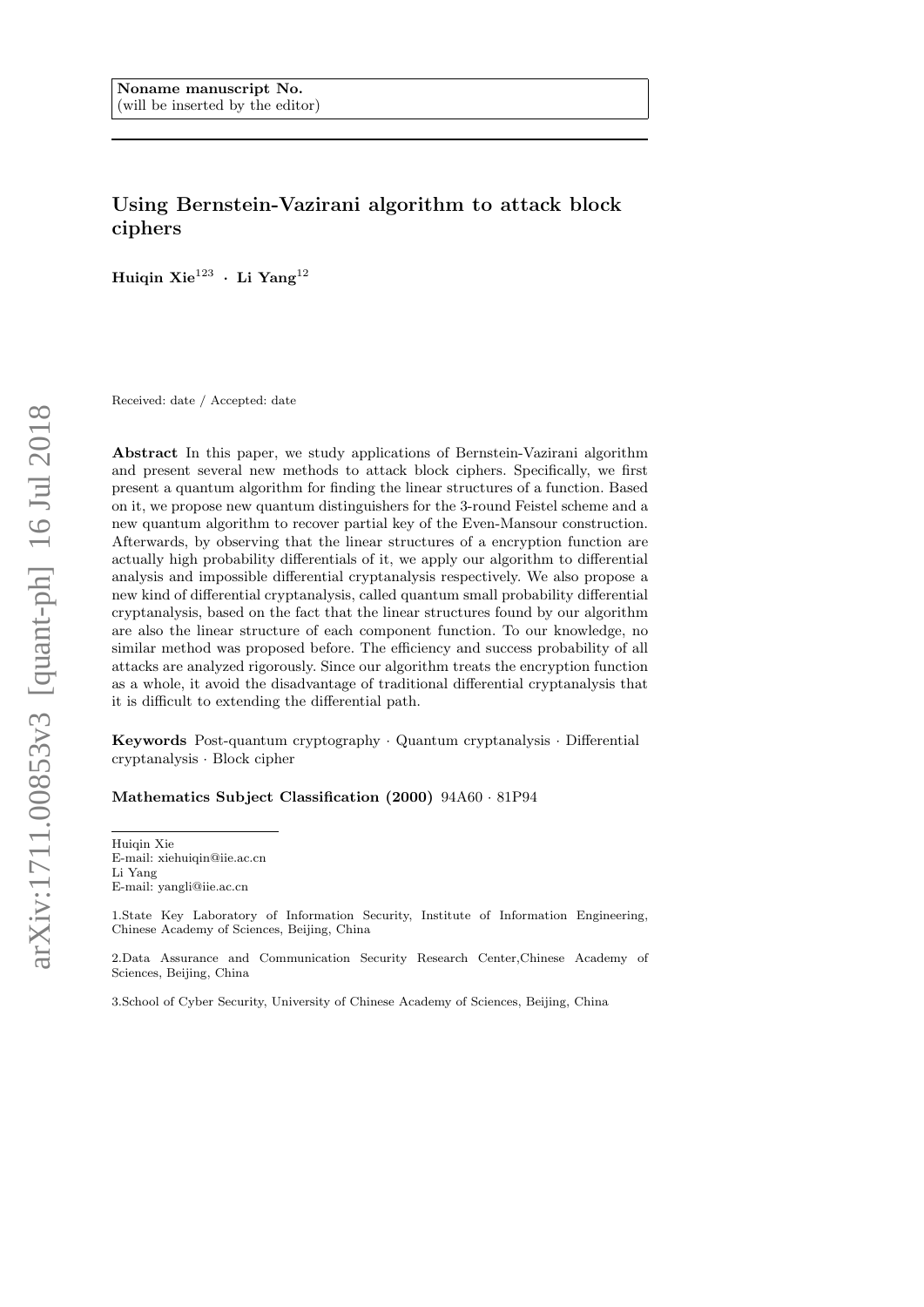Noname manuscript No.
(will be inserted by the editor)

# Using Bernstein-Vazirani algorithm to attack block ciphers

**Huiqin Xie**[123] · **Li Yang**[12]

Received: date / Accepted: date

**Abstract** In this paper, we study applications of Bernstein-Vazirani algorithm and present several new methods to attack block ciphers. Specifically, we first present a quantum algorithm for finding the linear structures of a function. Based on it, we propose new quantum distinguishers for the 3-round Feistel scheme and a new quantum algorithm to recover partial key of the Even-Mansour construction. Afterwards, by observing that the linear structures of a encryption function are actually high probability differentials of it, we apply our algorithm to differential analysis and impossible differential cryptanalysis respectively. We also propose a new kind of differential cryptanalysis, called quantum small probability differential cryptanalysis, based on the fact that the linear structures found by our algorithm are also the linear structure of each component function. To our knowledge, no similar method was proposed before. The efficiency and success probability of all attacks are analyzed rigorously. Since our algorithm treats the encryption function as a whole, it avoid the disadvantage of traditional differential cryptanalysis that it is difficult to extending the differential path.

**Keywords** Post-quantum cryptography · Quantum cryptanalysis · Differential cryptanalysis · Block cipher

**Mathematics Subject Classification (2000)** 94A60 · 81P94

Huiqin Xie
E-mail: xiehuiqin@iie.ac.cn
Li Yang
E-mail: yangli@iie.ac.cn

1.State Key Laboratory of Information Security, Institute of Information Engineering, Chinese Academy of Sciences, Beijing, China

2.Data Assurance and Communication Security Research Center,Chinese Academy of Sciences, Beijing, China

3.School of Cyber Security, University of Chinese Academy of Sciences, Beijing, China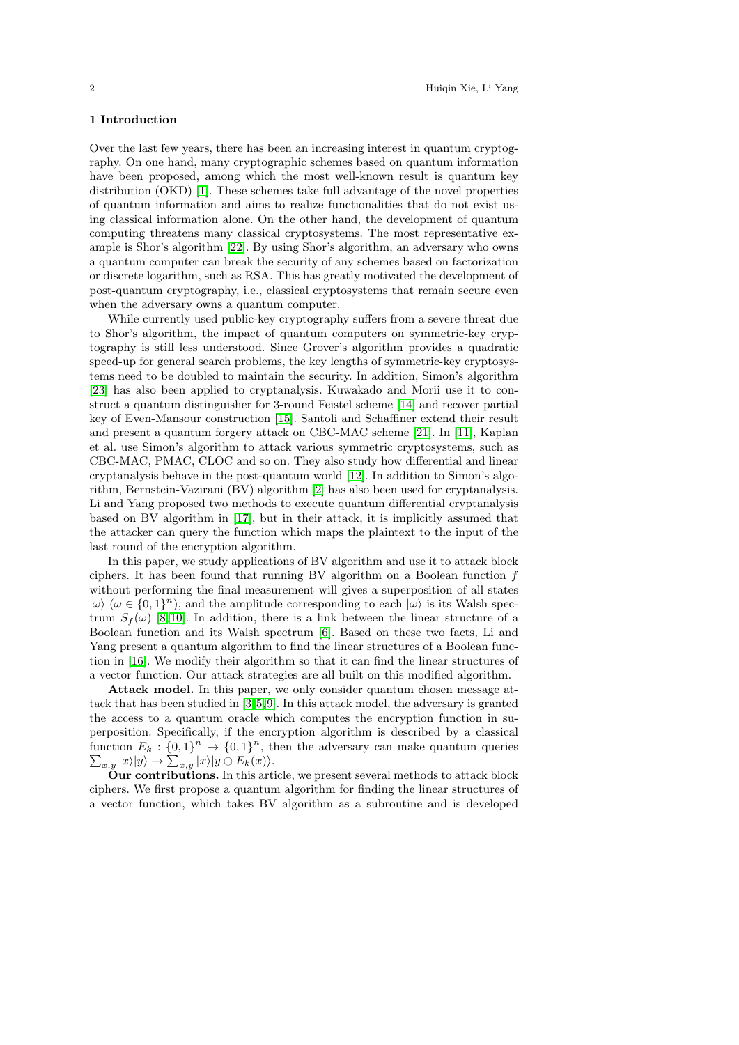## 1 Introduction

Over the last few years, there has been an increasing interest in quantum cryptography. On one hand, many cryptographic schemes based on quantum information have been proposed, among which the most well-known result is quantum key distribution (OKD) [1]. These schemes take full advantage of the novel properties of quantum information and aims to realize functionalities that do not exist using classical information alone. On the other hand, the development of quantum computing threatens many classical cryptosystems. The most representative example is Shor's algorithm [22]. By using Shor's algorithm, an adversary who owns a quantum computer can break the security of any schemes based on factorization or discrete logarithm, such as RSA. This has greatly motivated the development of post-quantum cryptography, i.e., classical cryptosystems that remain secure even when the adversary owns a quantum computer.

While currently used public-key cryptography suffers from a severe threat due to Shor's algorithm, the impact of quantum computers on symmetric-key cryptography is still less understood. Since Grover's algorithm provides a quadratic speed-up for general search problems, the key lengths of symmetric-key cryptosystems need to be doubled to maintain the security. In addition, Simon's algorithm [23] has also been applied to cryptanalysis. Kuwakado and Morii use it to construct a quantum distinguisher for 3-round Feistel scheme [14] and recover partial key of Even-Mansour construction [15]. Santoli and Schaffiner extend their result and present a quantum forgery attack on CBC-MAC scheme [21]. In [11], Kaplan et al. use Simon's algorithm to attack various symmetric cryptosystems, such as CBC-MAC, PMAC, CLOC and so on. They also study how differential and linear cryptanalysis behave in the post-quantum world [12]. In addition to Simon's algorithm, Bernstein-Vazirani (BV) algorithm [2] has also been used for cryptanalysis. Li and Yang proposed two methods to execute quantum differential cryptanalysis based on BV algorithm in [17], but in their attack, it is implicitly assumed that the attacker can query the function which maps the plaintext to the input of the last round of the encryption algorithm.

In this paper, we study applications of BV algorithm and use it to attack block ciphers. It has been found that running BV algorithm on a Boolean function $f$ without performing the final measurement will gives a superposition of all states $|\omega\rangle$ ($\omega \in \{0,1\}^n$), and the amplitude corresponding to each $|\omega\rangle$ is its Walsh spectrum $S_f(\omega)$ [8,10]. In addition, there is a link between the linear structure of a Boolean function and its Walsh spectrum [6]. Based on these two facts, Li and Yang present a quantum algorithm to find the linear structures of a Boolean function in [16]. We modify their algorithm so that it can find the linear structures of a vector function. Our attack strategies are all built on this modified algorithm.

**Attack model.** In this paper, we only consider quantum chosen message attack that has been studied in [3,5,9]. In this attack model, the adversary is granted the access to a quantum oracle which computes the encryption function in superposition. Specifically, if the encryption algorithm is described by a classical function $E_k : \{0,1\}^n \to \{0,1\}^n$, then the adversary can make quantum queries $\sum_{x,y} |x\rangle|y\rangle \to \sum_{x,y} |x\rangle|y \oplus E_k(x)\rangle$.

**Our contributions.** In this article, we present several methods to attack block ciphers. We first propose a quantum algorithm for finding the linear structures of a vector function, which takes BV algorithm as a subroutine and is developed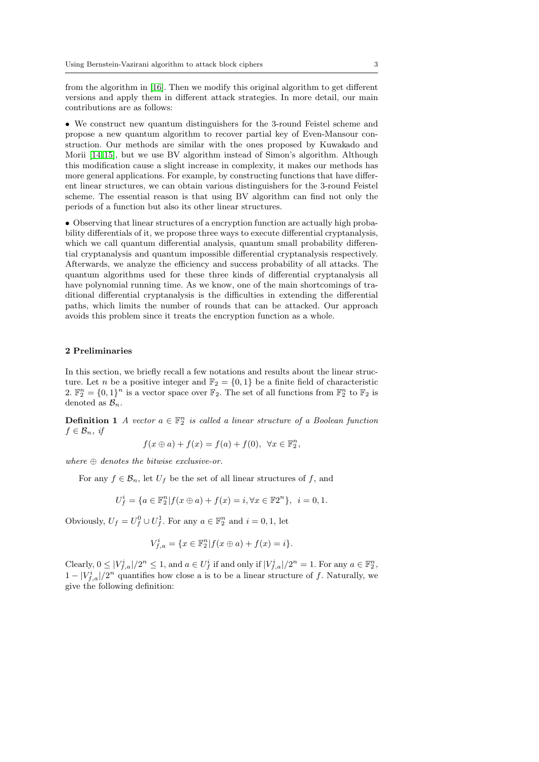from the algorithm in [16]. Then we modify this original algorithm to get different versions and apply them in different attack strategies. In more detail, our main contributions are as follows:

• We construct new quantum distinguishers for the 3-round Feistel scheme and propose a new quantum algorithm to recover partial key of Even-Mansour construction. Our methods are similar with the ones proposed by Kuwakado and Morii [14,15], but we use BV algorithm instead of Simon's algorithm. Although this modification cause a slight increase in complexity, it makes our methods has more general applications. For example, by constructing functions that have different linear structures, we can obtain various distinguishers for the 3-round Feistel scheme. The essential reason is that using BV algorithm can find not only the periods of a function but also its other linear structures.

• Observing that linear structures of a encryption function are actually high probability differentials of it, we propose three ways to execute differential cryptanalysis, which we call quantum differential analysis, quantum small probability differential cryptanalysis and quantum impossible differential cryptanalysis respectively. Afterwards, we analyze the efficiency and success probability of all attacks. The quantum algorithms used for these three kinds of differential cryptanalysis all have polynomial running time. As we know, one of the main shortcomings of traditional differential cryptanalysis is the difficulties in extending the differential paths, which limits the number of rounds that can be attacked. Our approach avoids this problem since it treats the encryption function as a whole.

## 2 Preliminaries

In this section, we briefly recall a few notations and results about the linear structure. Let $n$ be a positive integer and $\mathbb{F}_2 = \{0, 1\}$ be a finite field of characteristic 2. $\mathbb{F}_2^n = \{0, 1\}^n$ is a vector space over $\mathbb{F}_2$. The set of all functions from $\mathbb{F}_2^n$ to $\mathbb{F}_2$ is denoted as $\mathcal{B}_n$.

**Definition 1** *A vector $a \in \mathbb{F}_2^n$ is called a linear structure of a Boolean function $f \in \mathcal{B}_n$, if*

$$f(x \oplus a) + f(x) = f(a) + f(0), \ \ \forall x \in \mathbb{F}_2^n,$$

*where $\oplus$ denotes the bitwise exclusive-or.*

For any $f \in \mathcal{B}_n$, let $U_f$ be the set of all linear structures of $f$, and

$$U_f^i = \{a \in \mathbb{F}_2^n | f(x \oplus a) + f(x) = i, \forall x \in \mathbb{F}2^n\}, \ \ i = 0, 1.$$

Obviously, $U_f = U_f^0 \cup U_f^1$. For any $a \in \mathbb{F}_2^n$ and $i = 0, 1$, let

$$V_{f,a}^i = \{x \in \mathbb{F}_2^n | f(x \oplus a) + f(x) = i\}.$$

Clearly, $0 \leq |V_{f,a}^i|/2^n \leq 1$, and $a \in U_f^i$ if and only if $|V_{f,a}^i|/2^n = 1$. For any $a \in \mathbb{F}_2^n$, $1 - |V_{f,a}^i|/2^n$ quantifies how close a is to be a linear structure of $f$. Naturally, we give the following definition: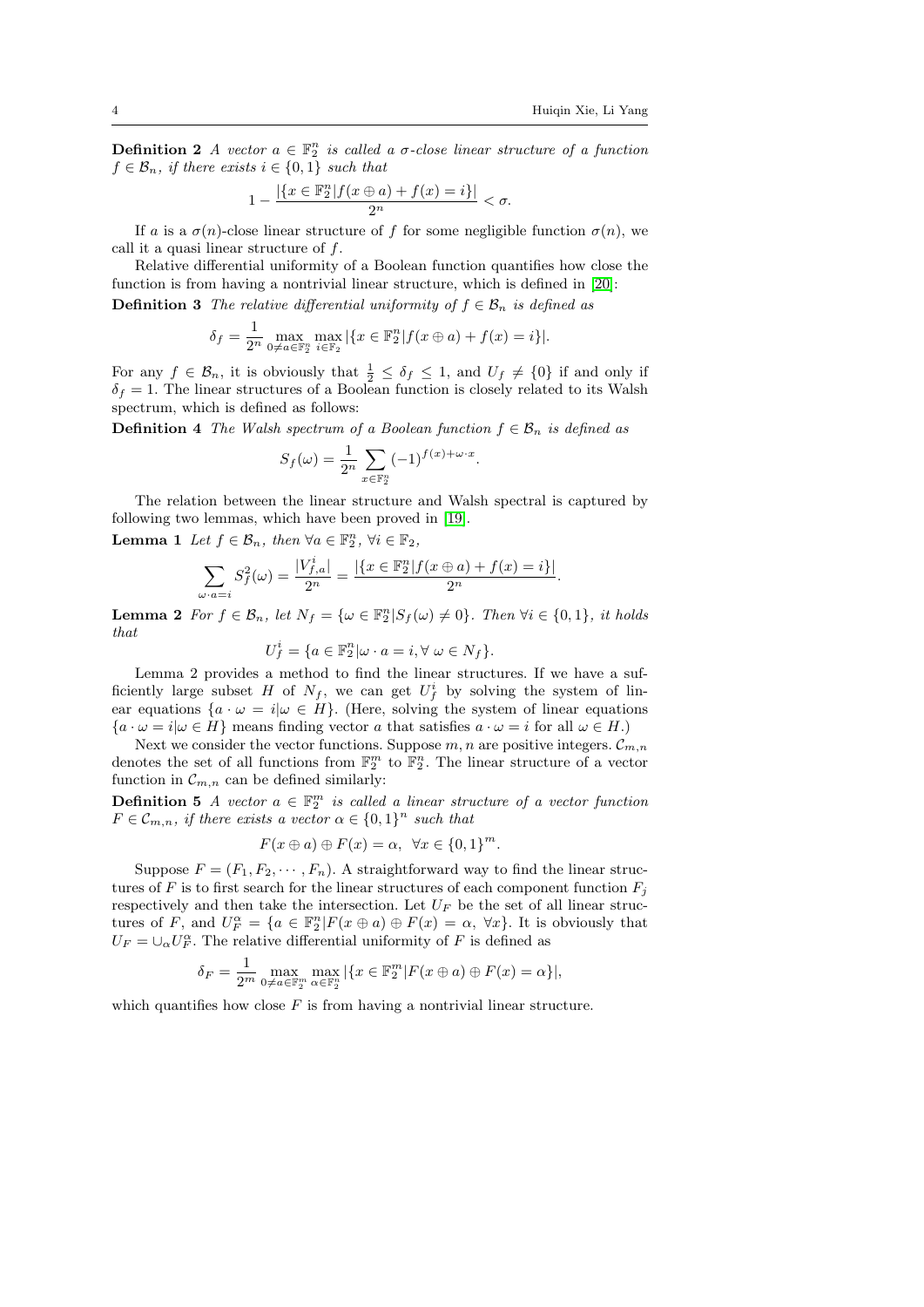**Definition 2** *A vector $a \in \mathbb{F}_2^n$ is called a $\sigma$-close linear structure of a function $f \in \mathcal{B}_n$, if there exists $i \in \{0,1\}$ such that*

$$1 - \frac{|\{x \in \mathbb{F}_2^n | f(x \oplus a) + f(x) = i\}|}{2^n} < \sigma.$$

If $a$ is a $\sigma(n)$-close linear structure of $f$ for some negligible function $\sigma(n)$, we call it a quasi linear structure of $f$.

Relative differential uniformity of a Boolean function quantifies how close the function is from having a nontrivial linear structure, which is defined in [20]:

**Definition 3** *The relative differential uniformity of $f \in \mathcal{B}_n$ is defined as*

$$\delta_f = \frac{1}{2^n} \max_{0 \neq a \in \mathbb{F}_2^n} \max_{i \in \mathbb{F}_2} |\{x \in \mathbb{F}_2^n | f(x \oplus a) + f(x) = i\}|.$$

For any $f \in \mathcal{B}_n$, it is obviously that $\frac{1}{2} \leq \delta_f \leq 1$, and $U_f \neq \{0\}$ if and only if $\delta_f = 1$. The linear structures of a Boolean function is closely related to its Walsh spectrum, which is defined as follows:

**Definition 4** *The Walsh spectrum of a Boolean function $f \in \mathcal{B}_n$ is defined as*

$$S_f(\omega) = \frac{1}{2^n} \sum_{x \in \mathbb{F}_2^n} (-1)^{f(x) + \omega \cdot x}.$$

The relation between the linear structure and Walsh spectral is captured by following two lemmas, which have been proved in [19].

**Lemma 1** *Let $f \in \mathcal{B}_n$, then $\forall a \in \mathbb{F}_2^n$, $\forall i \in \mathbb{F}_2$,*

$$\sum_{\omega \cdot a = i} S_f^2(\omega) = \frac{|V_{f,a}^i|}{2^n} = \frac{|\{x \in \mathbb{F}_2^n | f(x \oplus a) + f(x) = i\}|}{2^n}.$$

**Lemma 2** *For $f \in \mathcal{B}_n$, let $N_f = \{\omega \in \mathbb{F}_2^n | S_f(\omega) \neq 0\}$. Then $\forall i \in \{0,1\}$, it holds that*

$$U_f^i = \{a \in \mathbb{F}_2^n | \omega \cdot a = i, \forall\ \omega \in N_f\}.$$

Lemma 2 provides a method to find the linear structures. If we have a sufficiently large subset $H$ of $N_f$, we can get $U_f^i$ by solving the system of linear equations $\{a \cdot \omega = i | \omega \in H\}$. (Here, solving the system of linear equations $\{a \cdot \omega = i | \omega \in H\}$ means finding vector $a$ that satisfies $a \cdot \omega = i$ for all $\omega \in H$.)

Next we consider the vector functions. Suppose $m, n$ are positive integers. $\mathcal{C}_{m,n}$ denotes the set of all functions from $\mathbb{F}_2^m$ to $\mathbb{F}_2^n$. The linear structure of a vector function in $\mathcal{C}_{m,n}$ can be defined similarly:

**Definition 5** *A vector $a \in \mathbb{F}_2^m$ is called a linear structure of a vector function $F \in \mathcal{C}_{m,n}$, if there exists a vector $\alpha \in \{0,1\}^n$ such that*

$$F(x \oplus a) \oplus F(x) = \alpha, \ \ \forall x \in \{0,1\}^m.$$

Suppose $F = (F_1, F_2, \cdots, F_n)$. A straightforward way to find the linear structures of $F$ is to first search for the linear structures of each component function $F_j$ respectively and then take the intersection. Let $U_F$ be the set of all linear structures of $F$, and $U_F^\alpha = \{a \in \mathbb{F}_2^n | F(x \oplus a) \oplus F(x) = \alpha, \ \forall x\}$. It is obviously that $U_F = \cup_\alpha U_F^\alpha$. The relative differential uniformity of $F$ is defined as

$$\delta_F = \frac{1}{2^m} \max_{0 \neq a \in \mathbb{F}_2^m} \max_{\alpha \in \mathbb{F}_2^n} |\{x \in \mathbb{F}_2^m | F(x \oplus a) \oplus F(x) = \alpha\}|,$$

which quantifies how close $F$ is from having a nontrivial linear structure.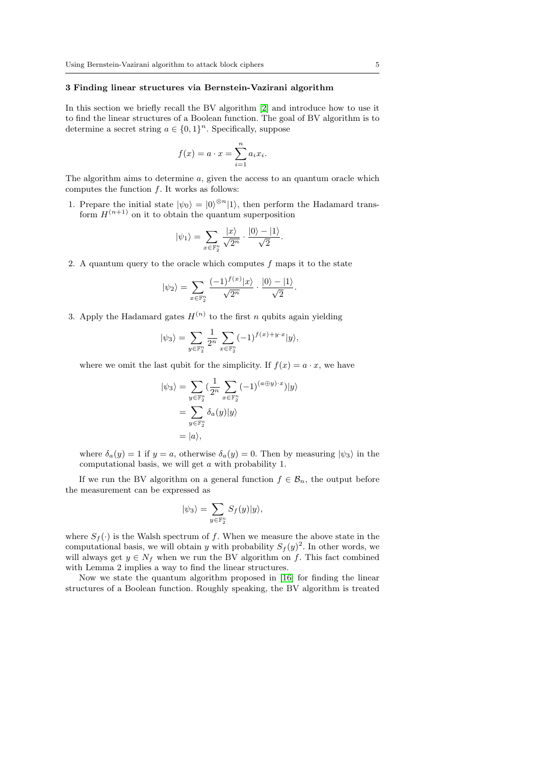### 3 Finding linear structures via Bernstein-Vazirani algorithm

In this section we briefly recall the BV algorithm [2] and introduce how to use it to find the linear structures of a Boolean function. The goal of BV algorithm is to determine a secret string $a \in \{0,1\}^n$. Specifically, suppose

$$f(x) = a \cdot x = \sum_{i=1}^{n} a_i x_i.$$

The algorithm aims to determine $a$, given the access to an quantum oracle which computes the function $f$. It works as follows:

1. Prepare the initial state $|\psi_0\rangle = |0\rangle^{\otimes n}|1\rangle$, then perform the Hadamard transform $H^{(n+1)}$ on it to obtain the quantum superposition

$$|\psi_1\rangle = \sum_{x \in \mathbb{F}_2^n} \frac{|x\rangle}{\sqrt{2^n}} \cdot \frac{|0\rangle - |1\rangle}{\sqrt{2}}.$$

2. A quantum query to the oracle which computes $f$ maps it to the state

$$|\psi_2\rangle = \sum_{x \in \mathbb{F}_2^n} \frac{(-1)^{f(x)}|x\rangle}{\sqrt{2^n}} \cdot \frac{|0\rangle - |1\rangle}{\sqrt{2}}.$$

3. Apply the Hadamard gates $H^{(n)}$ to the first $n$ qubits again yielding

$$|\psi_3\rangle = \sum_{y \in \mathbb{F}_2^n} \frac{1}{2^n} \sum_{x \in \mathbb{F}_2^n} (-1)^{f(x)+y\cdot x}|y\rangle,$$

   where we omit the last qubit for the simplicity. If $f(x) = a \cdot x$, we have

$$\begin{aligned}
|\psi_3\rangle &= \sum_{y \in \mathbb{F}_2^n} \Big(\frac{1}{2^n} \sum_{x \in \mathbb{F}_2^n} (-1)^{(a\oplus y)\cdot x}\Big)|y\rangle \\
&= \sum_{y \in \mathbb{F}_2^n} \delta_a(y)|y\rangle \\
&= |a\rangle,
\end{aligned}$$

   where $\delta_a(y) = 1$ if $y = a$, otherwise $\delta_a(y) = 0$. Then by measuring $|\psi_3\rangle$ in the computational basis, we will get $a$ with probability 1.

If we run the BV algorithm on a general function $f \in \mathcal{B}_n$, the output before the measurement can be expressed as

$$|\psi_3\rangle = \sum_{y \in \mathbb{F}_2^n} S_f(y)|y\rangle,$$

where $S_f(\cdot)$ is the Walsh spectrum of $f$. When we measure the above state in the computational basis, we will obtain $y$ with probability $S_f(y)^2$. In other words, we will always get $y \in N_f$ when we run the BV algorithm on $f$. This fact combined with Lemma 2 implies a way to find the linear structures.

Now we state the quantum algorithm proposed in [16] for finding the linear structures of a Boolean function. Roughly speaking, the BV algorithm is treated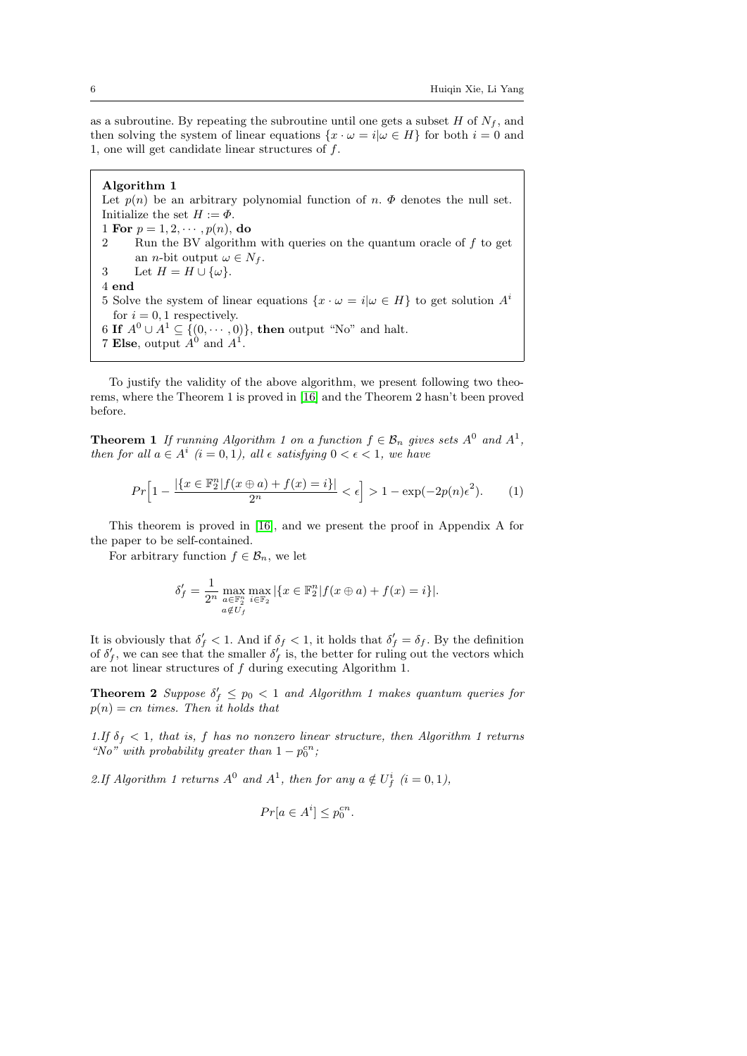as a subroutine. By repeating the subroutine until one gets a subset $H$ of $N_f$, and then solving the system of linear equations $\{x \cdot \omega = i | \omega \in H\}$ for both $i = 0$ and 1, one will get candidate linear structures of $f$.

> **Algorithm 1**
>
> Let $p(n)$ be an arbitrary polynomial function of $n$. $\Phi$ denotes the null set. Initialize the set $H := \Phi$.
>
> 1 **For** $p = 1, 2, \cdots, p(n)$, **do**
>
> 2 Run the BV algorithm with queries on the quantum oracle of $f$ to get an $n$-bit output $\omega \in N_f$.
>
> 3 Let $H = H \cup \{\omega\}$.
>
> 4 **end**
>
> 5 Solve the system of linear equations $\{x \cdot \omega = i | \omega \in H\}$ to get solution $A^i$ for $i = 0, 1$ respectively.
>
> 6 **If** $A^0 \cup A^1 \subseteq \{(0, \cdots, 0)\}$, **then** output "No" and halt.
>
> 7 **Else**, output $A^0$ and $A^1$.

To justify the validity of the above algorithm, we present following two theorems, where the Theorem 1 is proved in [16] and the Theorem 2 hasn't been proved before.

**Theorem 1** *If running Algorithm 1 on a function $f \in \mathcal{B}_n$ gives sets $A^0$ and $A^1$, then for all $a \in A^i$ $(i = 0, 1)$, all $\epsilon$ satisfying $0 < \epsilon < 1$, we have*

$$Pr\Big[1 - \frac{|\{x \in \mathbb{F}_2^n | f(x \oplus a) + f(x) = i\}|}{2^n} < \epsilon\Big] > 1 - \exp(-2p(n)\epsilon^2). \quad (1)$$

This theorem is proved in [16], and we present the proof in Appendix A for the paper to be self-contained.

For arbitrary function $f \in \mathcal{B}_n$, we let

$$\delta_f' = \frac{1}{2^n} \max_{\substack{a \in \mathbb{F}_2^n \\ a \notin U_f}} \max_{i \in \mathbb{F}_2} |\{x \in \mathbb{F}_2^n | f(x \oplus a) + f(x) = i\}|.$$

It is obviously that $\delta_f' < 1$. And if $\delta_f < 1$, it holds that $\delta_f' = \delta_f$. By the definition of $\delta_f'$, we can see that the smaller $\delta_f'$ is, the better for ruling out the vectors which are not linear structures of $f$ during executing Algorithm 1.

**Theorem 2** *Suppose $\delta_f' \le p_0 < 1$ and Algorithm 1 makes quantum queries for $p(n) = cn$ times. Then it holds that*

*1.If $\delta_f < 1$, that is, $f$ has no nonzero linear structure, then Algorithm 1 returns "No" with probability greater than $1 - p_0^{cn}$;*

*2.If Algorithm 1 returns $A^0$ and $A^1$, then for any $a \notin U_f^i$ $(i = 0, 1)$,*

$$Pr[a \in A^i] \le p_0^{cn}.$$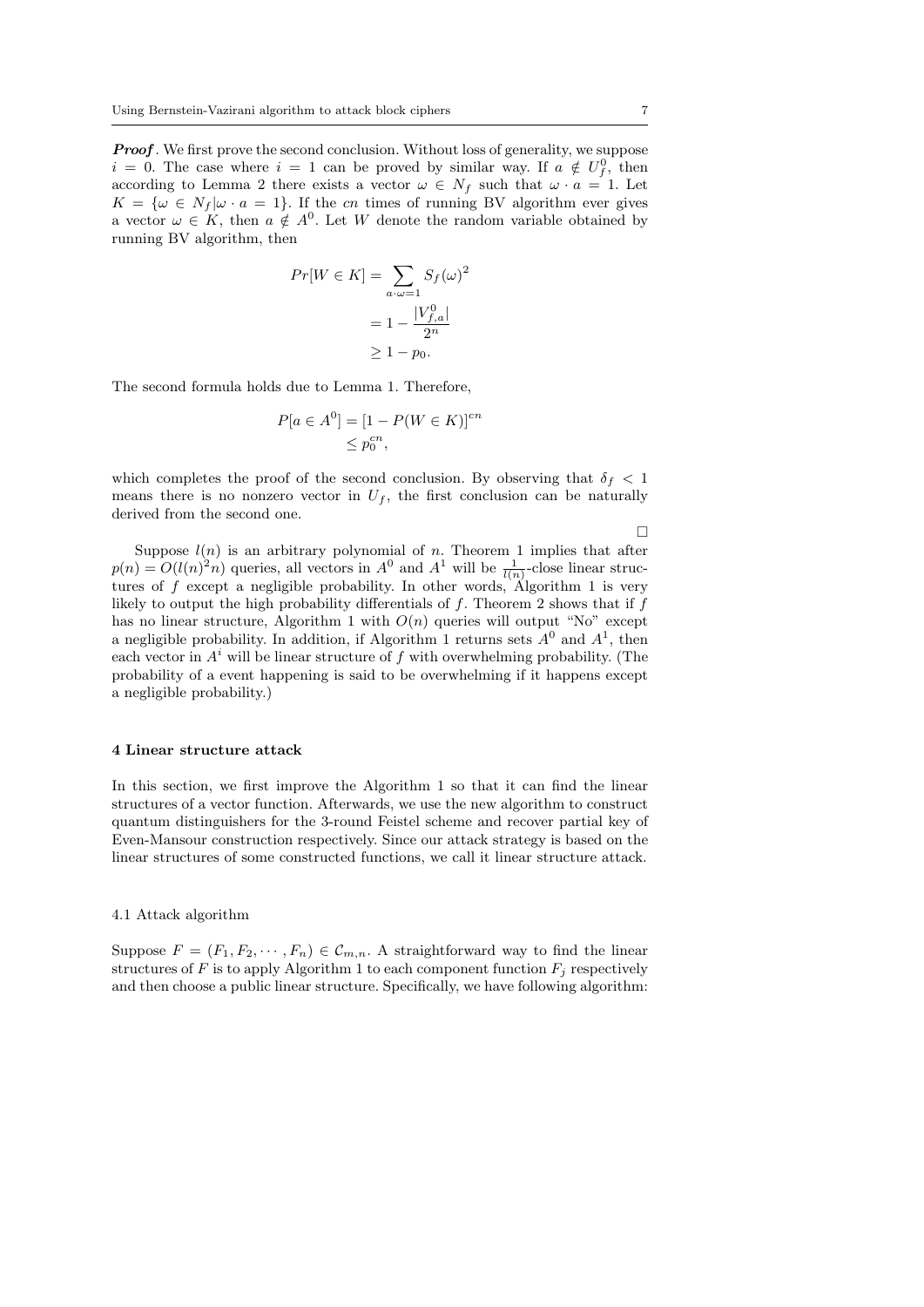***Proof*** . We first prove the second conclusion. Without loss of generality, we suppose $i = 0$. The case where $i = 1$ can be proved by similar way. If $a \notin U_f^0$, then according to Lemma 2 there exists a vector $\omega \in N_f$ such that $\omega \cdot a = 1$. Let $K = \{\omega \in N_f | \omega \cdot a = 1\}$. If the $cn$ times of running BV algorithm ever gives a vector $\omega \in K$, then $a \notin A^0$. Let $W$ denote the random variable obtained by running BV algorithm, then

$$
\begin{aligned}
Pr[W \in K] &= \sum_{a \cdot \omega = 1} S_f(\omega)^2 \\
&= 1 - \frac{|V_{f,a}^0|}{2^n} \\
&\geq 1 - p_0.
\end{aligned}
$$

The second formula holds due to Lemma 1. Therefore,

$$
\begin{aligned}
P[a \in A^0] &= [1 - P(W \in K)]^{cn} \\
&\leq p_0^{cn},
\end{aligned}
$$

which completes the proof of the second conclusion. By observing that $\delta_f < 1$ means there is no nonzero vector in $U_f$, the first conclusion can be naturally derived from the second one.

□

Suppose $l(n)$ is an arbitrary polynomial of $n$. Theorem 1 implies that after $p(n) = O(l(n)^2 n)$ queries, all vectors in $A^0$ and $A^1$ will be $\frac{1}{l(n)}$-close linear structures of $f$ except a negligible probability. In other words, Algorithm 1 is very likely to output the high probability differentials of $f$. Theorem 2 shows that if $f$ has no linear structure, Algorithm 1 with $O(n)$ queries will output "No" except a negligible probability. In addition, if Algorithm 1 returns sets $A^0$ and $A^1$, then each vector in $A^i$ will be linear structure of $f$ with overwhelming probability. (The probability of a event happening is said to be overwhelming if it happens except a negligible probability.)

## 4 Linear structure attack

In this section, we first improve the Algorithm 1 so that it can find the linear structures of a vector function. Afterwards, we use the new algorithm to construct quantum distinguishers for the 3-round Feistel scheme and recover partial key of Even-Mansour construction respectively. Since our attack strategy is based on the linear structures of some constructed functions, we call it linear structure attack.

### 4.1 Attack algorithm

Suppose $F = (F_1, F_2, \cdots, F_n) \in \mathcal{C}_{m,n}$. A straightforward way to find the linear structures of $F$ is to apply Algorithm 1 to each component function $F_j$ respectively and then choose a public linear structure. Specifically, we have following algorithm: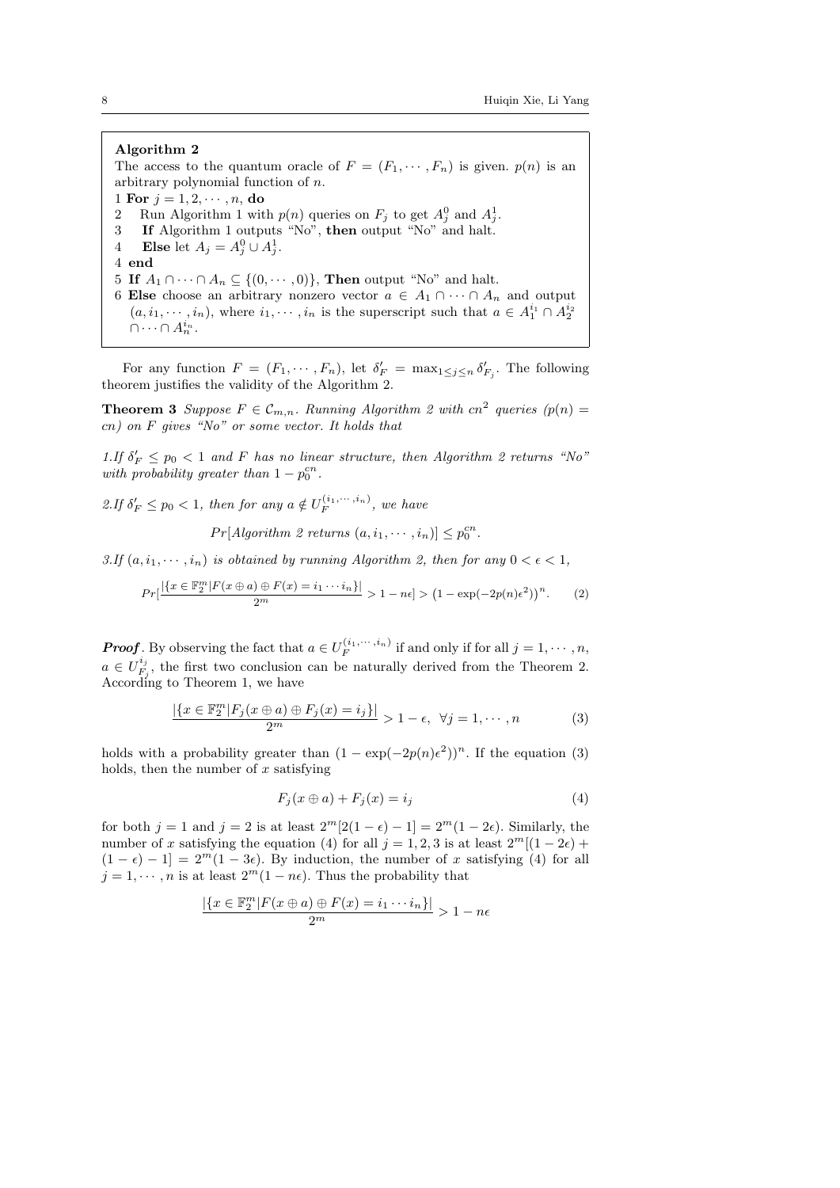**Algorithm 2**

The access to the quantum oracle of $F = (F_1, \cdots, F_n)$ is given. $p(n)$ is an arbitrary polynomial function of $n$.

1 **For** $j = 1, 2, \cdots, n$, **do**

2 Run Algorithm 1 with $p(n)$ queries on $F_j$ to get $A_j^0$ and $A_j^1$.

3 **If** Algorithm 1 outputs "No", **then** output "No" and halt.

4 **Else** let $A_j = A_j^0 \cup A_j^1$.

4 **end**

5 **If** $A_1 \cap \cdots \cap A_n \subseteq \{(0, \cdots, 0)\}$, **Then** output "No" and halt.

6 **Else** choose an arbitrary nonzero vector $a \in A_1 \cap \cdots \cap A_n$ and output $(a, i_1, \cdots, i_n)$, where $i_1, \cdots, i_n$ is the superscript such that $a \in A_1^{i_1} \cap A_2^{i_2} \cap \cdots \cap A_n^{i_n}$.

For any function $F = (F_1, \cdots, F_n)$, let $\delta'_F = \max_{1 \leq j \leq n} \delta'_{F_j}$. The following theorem justifies the validity of the Algorithm 2.

**Theorem 3** *Suppose $F \in \mathcal{C}_{m,n}$. Running Algorithm 2 with $cn^2$ queries ($p(n) = cn$) on $F$ gives "No" or some vector. It holds that*

*1.If $\delta'_F \leq p_0 < 1$ and $F$ has no linear structure, then Algorithm 2 returns "No" with probability greater than $1 - p_0^{cn}$.*

*2.If $\delta'_F \leq p_0 < 1$, then for any $a \notin U_F^{(i_1, \cdots, i_n)}$, we have*

$$Pr[\textit{Algorithm 2 returns } (a, i_1, \cdots, i_n)] \leq p_0^{cn}.$$

*3.If $(a, i_1, \cdots, i_n)$ is obtained by running Algorithm 2, then for any $0 < \epsilon < 1$,*

$$Pr\left[\frac{|\{x \in \mathbb{F}_2^m | F(x \oplus a) \oplus F(x) = i_1 \cdots i_n\}|}{2^m} > 1 - n\epsilon\right] > \left(1 - \exp(-2p(n)\epsilon^2)\right)^n. \quad (2)$$

***Proof***. By observing the fact that $a \in U_F^{(i_1, \cdots, i_n)}$ if and only if for all $j = 1, \cdots, n$, $a \in U_{F_j}^{i_j}$, the first two conclusion can be naturally derived from the Theorem 2. According to Theorem 1, we have

$$\frac{|\{x \in \mathbb{F}_2^m | F_j(x \oplus a) \oplus F_j(x) = i_j\}|}{2^m} > 1 - \epsilon, \ \ \forall j = 1, \cdots, n \quad (3)$$

holds with a probability greater than $(1 - \exp(-2p(n)\epsilon^2))^n$. If the equation (3) holds, then the number of $x$ satisfying

$$F_j(x \oplus a) + F_j(x) = i_j \quad (4)$$

for both $j = 1$ and $j = 2$ is at least $2^m[2(1 - \epsilon) - 1] = 2^m(1 - 2\epsilon)$. Similarly, the number of $x$ satisfying the equation (4) for all $j = 1, 2, 3$ is at least $2^m[(1 - 2\epsilon) + (1 - \epsilon) - 1] = 2^m(1 - 3\epsilon)$. By induction, the number of $x$ satisfying (4) for all $j = 1, \cdots, n$ is at least $2^m(1 - n\epsilon)$. Thus the probability that

$$\frac{|\{x \in \mathbb{F}_2^m | F(x \oplus a) \oplus F(x) = i_1 \cdots i_n\}|}{2^m} > 1 - n\epsilon$$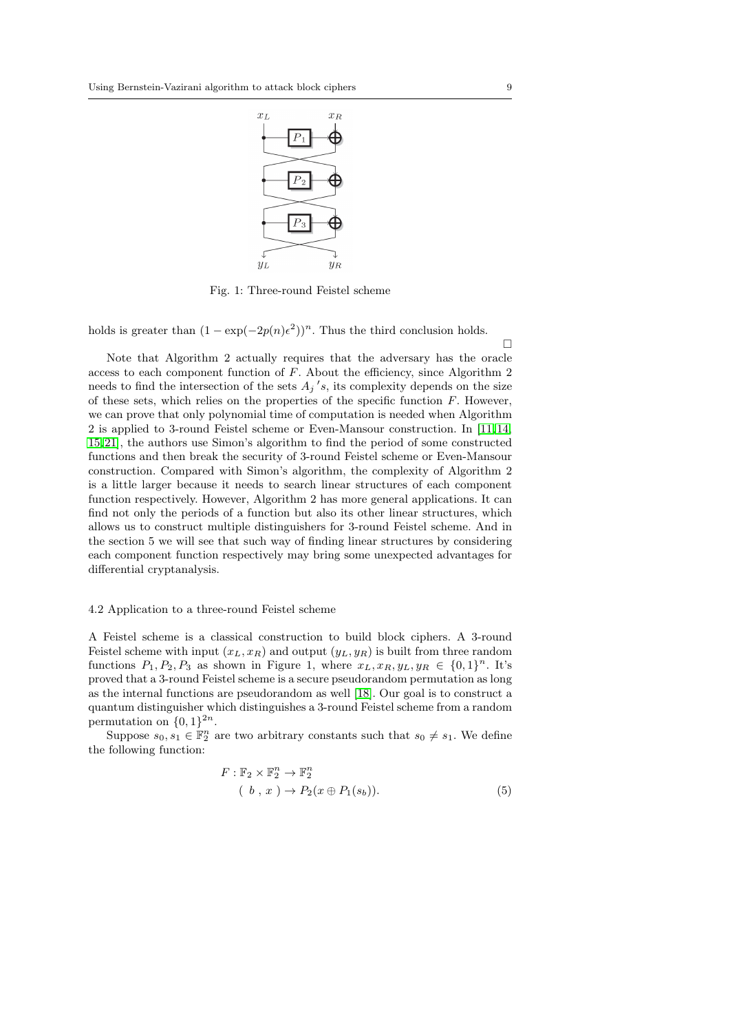Fig. 1: Three-round Feistel scheme

holds is greater than $(1 - \exp(-2p(n)\epsilon^2))^n$. Thus the third conclusion holds. □

Note that Algorithm 2 actually requires that the adversary has the oracle access to each component function of $F$. About the efficiency, since Algorithm 2 needs to find the intersection of the sets $A_j{}'s$, its complexity depends on the size of these sets, which relies on the properties of the specific function $F$. However, we can prove that only polynomial time of computation is needed when Algorithm 2 is applied to 3-round Feistel scheme or Even-Mansour construction. In [11,14, 15,21], the authors use Simon's algorithm to find the period of some constructed functions and then break the security of 3-round Feistel scheme or Even-Mansour construction. Compared with Simon's algorithm, the complexity of Algorithm 2 is a little larger because it needs to search linear structures of each component function respectively. However, Algorithm 2 has more general applications. It can find not only the periods of a function but also its other linear structures, which allows us to construct multiple distinguishers for 3-round Feistel scheme. And in the section 5 we will see that such way of finding linear structures by considering each component function respectively may bring some unexpected advantages for differential cryptanalysis.

### 4.2 Application to a three-round Feistel scheme

A Feistel scheme is a classical construction to build block ciphers. A 3-round Feistel scheme with input $(x_L, x_R)$ and output $(y_L, y_R)$ is built from three random functions $P_1, P_2, P_3$ as shown in Figure 1, where $x_L, x_R, y_L, y_R \in \{0,1\}^n$. It's proved that a 3-round Feistel scheme is a secure pseudorandom permutation as long as the internal functions are pseudorandom as well [18]. Our goal is to construct a quantum distinguisher which distinguishes a 3-round Feistel scheme from a random permutation on $\{0,1\}^{2n}$.

Suppose $s_0, s_1 \in \mathbb{F}_2^n$ are two arbitrary constants such that $s_0 \neq s_1$. We define the following function:

$$
\begin{aligned}
F : \mathbb{F}_2 \times \mathbb{F}_2^n &\to \mathbb{F}_2^n \\
( \ b \ , \ x \ ) &\to P_2(x \oplus P_1(s_b)).
\end{aligned} \tag{5}
$$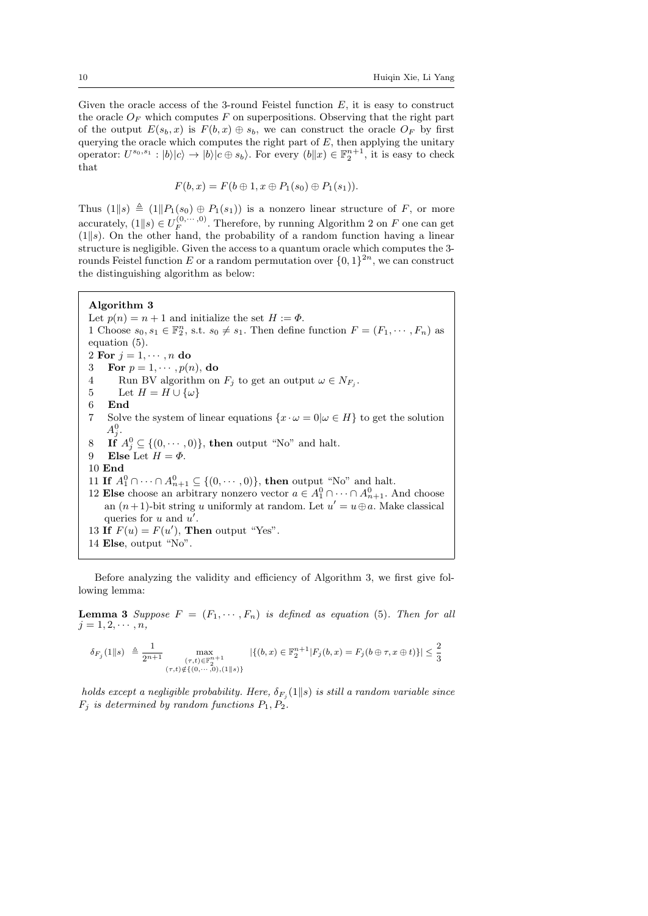Given the oracle access of the 3-round Feistel function $E$, it is easy to construct the oracle $O_F$ which computes $F$ on superpositions. Observing that the right part of the output $E(s_b, x)$ is $F(b, x) \oplus s_b$, we can construct the oracle $O_F$ by first querying the oracle which computes the right part of $E$, then applying the unitary operator: $U^{s_0,s_1} : |b\rangle|c\rangle \rightarrow |b\rangle|c \oplus s_b\rangle$. For every $(b\|x) \in \mathbb{F}_2^{n+1}$, it is easy to check that

$$F(b, x) = F(b \oplus 1, x \oplus P_1(s_0) \oplus P_1(s_1)).$$

Thus $(1\|s) \triangleq (1\|P_1(s_0) \oplus P_1(s_1))$ is a nonzero linear structure of $F$, or more accurately, $(1\|s) \in U_F^{(0,\cdots,0)}$. Therefore, by running Algorithm 2 on $F$ one can get $(1\|s)$. On the other hand, the probability of a random function having a linear structure is negligible. Given the access to a quantum oracle which computes the 3-rounds Feistel function $E$ or a random permutation over $\{0,1\}^{2n}$, we can construct the distinguishing algorithm as below:

**Algorithm 3**

Let $p(n) = n + 1$ and initialize the set $H := \Phi$.

1 Choose $s_0, s_1 \in \mathbb{F}_2^n$, s.t. $s_0 \neq s_1$. Then define function $F = (F_1, \cdots, F_n)$ as equation (5).

2 **For** $j = 1, \cdots, n$ **do**

3 &nbsp;&nbsp;&nbsp;**For** $p = 1, \cdots, p(n)$, **do**

4 &nbsp;&nbsp;&nbsp;&nbsp;&nbsp;&nbsp;Run BV algorithm on $F_j$ to get an output $\omega \in N_{F_j}$.

5 &nbsp;&nbsp;&nbsp;&nbsp;&nbsp;&nbsp;Let $H = H \cup \{\omega\}$

6 &nbsp;&nbsp;&nbsp;**End**

7 &nbsp;&nbsp;&nbsp;Solve the system of linear equations $\{x \cdot \omega = 0 | \omega \in H\}$ to get the solution $A_j^0$.

8 &nbsp;&nbsp;&nbsp;**If** $A_j^0 \subseteq \{(0, \cdots, 0)\}$, **then** output "No" and halt.

9 &nbsp;&nbsp;&nbsp;**Else** Let $H = \Phi$.

10 **End**

11 **If** $A_1^0 \cap \cdots \cap A_{n+1}^0 \subseteq \{(0, \cdots, 0)\}$, **then** output "No" and halt.

12 **Else** choose an arbitrary nonzero vector $a \in A_1^0 \cap \cdots \cap A_{n+1}^0$. And choose an $(n+1)$-bit string $u$ uniformly at random. Let $u' = u \oplus a$. Make classical queries for $u$ and $u'$.

13 **If** $F(u) = F(u')$, **Then** output "Yes".

14 **Else**, output "No".

Before analyzing the validity and efficiency of Algorithm 3, we first give following lemma:

**Lemma 3** *Suppose $F = (F_1, \cdots, F_n)$ is defined as equation (5). Then for all $j = 1, 2, \cdots, n$,*

$$\delta_{F_j}(1\|s) \triangleq \frac{1}{2^{n+1}} \max_{\substack{(\tau,t)\in\mathbb{F}_2^{n+1} \\ (\tau,t)\notin\{(0,\cdots,0),(1\|s)\}}} |\{(b,x) \in \mathbb{F}_2^{n+1} | F_j(b,x) = F_j(b \oplus \tau, x \oplus t)\}| \leq \frac{2}{3}$$

*holds except a negligible probability. Here, $\delta_{F_j}(1\|s)$ is still a random variable since $F_j$ is determined by random functions $P_1, P_2$.*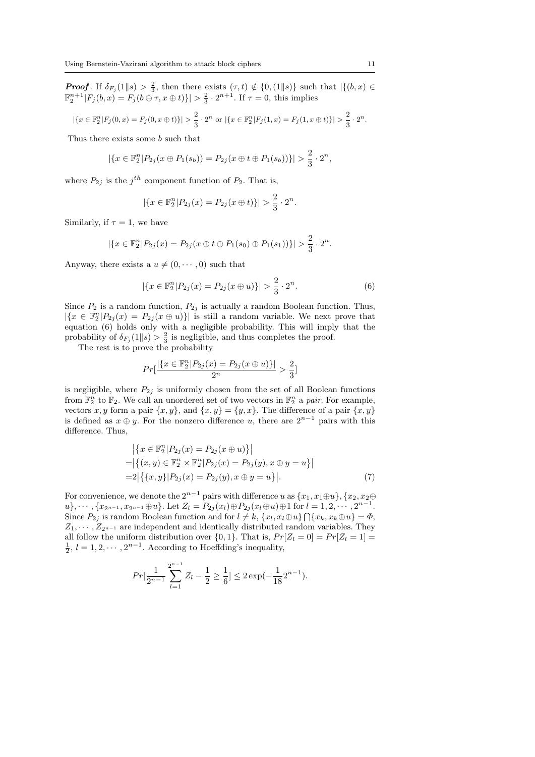***Proof*.** If $\delta_{F_j}(1\|s) > \frac{2}{3}$, then there exists $(\tau, t) \notin \{0, (1\|s)\}$ such that $|\{(b,x) \in \mathbb{F}_2^{n+1} | F_j(b,x) = F_j(b \oplus \tau, x \oplus t)\}| > \frac{2}{3} \cdot 2^{n+1}$. If $\tau = 0$, this implies

$$|\{x \in \mathbb{F}_2^n | F_j(0,x) = F_j(0, x \oplus t)\}| > \frac{2}{3} \cdot 2^n \text{ or } |\{x \in \mathbb{F}_2^n | F_j(1,x) = F_j(1, x \oplus t)\}| > \frac{2}{3} \cdot 2^n.$$

Thus there exists some $b$ such that

$$|\{x \in \mathbb{F}_2^n | P_{2j}(x \oplus P_1(s_b)) = P_{2j}(x \oplus t \oplus P_1(s_b))\}| > \frac{2}{3} \cdot 2^n,$$

where $P_{2j}$ is the $j^{th}$ component function of $P_2$. That is,

$$|\{x \in \mathbb{F}_2^n | P_{2j}(x) = P_{2j}(x \oplus t)\}| > \frac{2}{3} \cdot 2^n.$$

Similarly, if $\tau = 1$, we have

$$|\{x \in \mathbb{F}_2^n | P_{2j}(x) = P_{2j}(x \oplus t \oplus P_1(s_0) \oplus P_1(s_1))\}| > \frac{2}{3} \cdot 2^n.$$

Anyway, there exists a $u \neq (0, \cdots, 0)$ such that

$$|\{x \in \mathbb{F}_2^n | P_{2j}(x) = P_{2j}(x \oplus u)\}| > \frac{2}{3} \cdot 2^n. \tag{6}$$

Since $P_2$ is a random function, $P_{2j}$ is actually a random Boolean function. Thus, $|\{x \in \mathbb{F}_2^n | P_{2j}(x) = P_{2j}(x \oplus u)\}|$ is still a random variable. We next prove that equation (6) holds only with a negligible probability. This will imply that the probability of $\delta_{F_j}(1\|s) > \frac{2}{3}$ is negligible, and thus completes the proof.

The rest is to prove the probability

$$Pr[\frac{|\{x \in \mathbb{F}_2^n | P_{2j}(x) = P_{2j}(x \oplus u)\}|}{2^n} > \frac{2}{3}]$$

is negligible, where $P_{2j}$ is uniformly chosen from the set of all Boolean functions from $\mathbb{F}_2^n$ to $\mathbb{F}_2$. We call an unordered set of two vectors in $\mathbb{F}_2^n$ a *pair*. For example, vectors $x, y$ form a pair $\{x, y\}$, and $\{x, y\} = \{y, x\}$. The difference of a pair $\{x, y\}$ is defined as $x \oplus y$. For the nonzero difference $u$, there are $2^{n-1}$ pairs with this difference. Thus,

$$\begin{aligned}
&\left|\{x \in \mathbb{F}_2^n | P_{2j}(x) = P_{2j}(x \oplus u)\}\right| \\
=&\left|\{(x,y) \in \mathbb{F}_2^n \times \mathbb{F}_2^n | P_{2j}(x) = P_{2j}(y), x \oplus y = u\}\right| \\
=&2\left|\{\{x,y\} | P_{2j}(x) = P_{2j}(y), x \oplus y = u\}\right|.
\end{aligned} \tag{7}$$

For convenience, we denote the $2^{n-1}$ pairs with difference $u$ as $\{x_1, x_1 \oplus u\}, \{x_2, x_2 \oplus u\}, \cdots, \{x_{2^{n-1}}, x_{2^{n-1}} \oplus u\}$. Let $Z_l = P_{2j}(x_l) \oplus P_{2j}(x_l \oplus u) \oplus 1$ for $l = 1, 2, \cdots, 2^{n-1}$. Since $P_{2j}$ is random Boolean function and for $l \neq k$, $\{x_l, x_l \oplus u\} \bigcap \{x_k, x_k \oplus u\} = \Phi$, $Z_1, \cdots, Z_{2^{n-1}}$ are independent and identically distributed random variables. They all follow the uniform distribution over $\{0, 1\}$. That is, $Pr[Z_l = 0] = Pr[Z_l = 1] = \frac{1}{2}$, $l = 1, 2, \cdots, 2^{n-1}$. According to Hoeffding's inequality,

$$Pr[\frac{1}{2^{n-1}} \sum_{l=1}^{2^{n-1}} Z_l - \frac{1}{2} \geq \frac{1}{6}] \leq 2\exp(-\frac{1}{18} 2^{n-1}).$$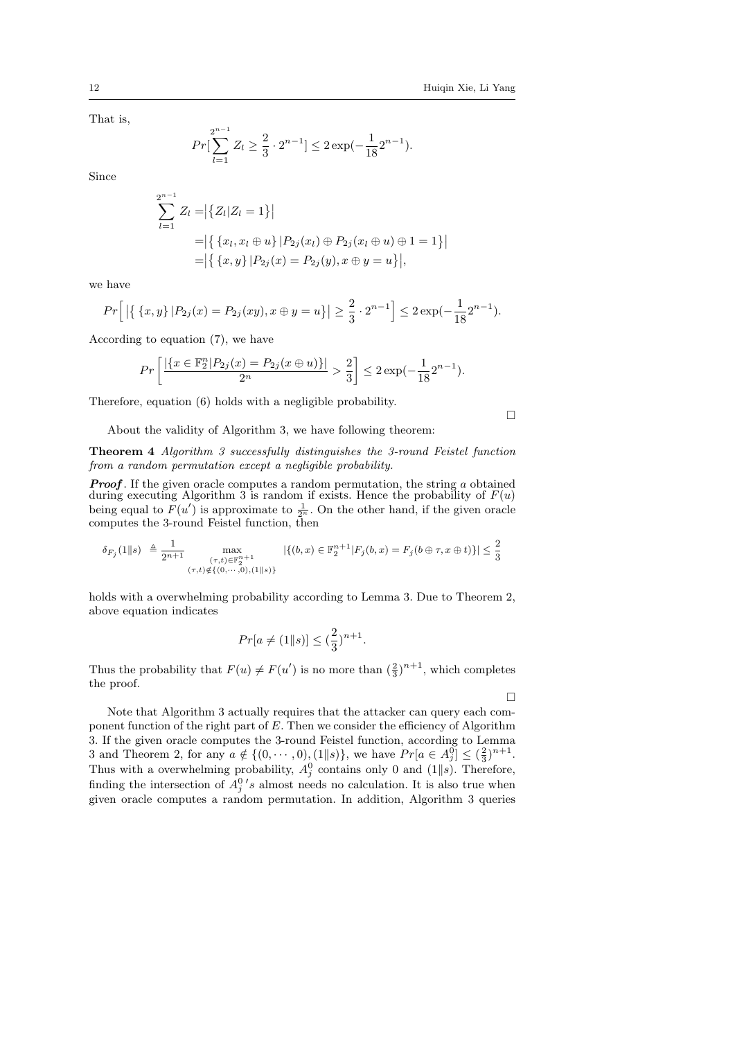That is,

$$Pr[\sum_{l=1}^{2^{n-1}} Z_l \geq \frac{2}{3} \cdot 2^{n-1}] \leq 2\exp(-\frac{1}{18}2^{n-1}).$$

Since

$$\begin{aligned}
\sum_{l=1}^{2^{n-1}} Z_l =& \big|\{Z_l | Z_l = 1\}\big| \\
=& \big|\{\,\{x_l, x_l \oplus u\}\,|P_{2j}(x_l) \oplus P_{2j}(x_l \oplus u) \oplus 1 = 1\}\big| \\
=& \big|\{\,\{x, y\}\,|P_{2j}(x) = P_{2j}(y), x \oplus y = u\}\big|,
\end{aligned}$$

we have

$$Pr\Big[\,\big|\{\,\{x, y\}\,|P_{2j}(x) = P_{2j}(xy), x \oplus y = u\}\big| \geq \frac{2}{3} \cdot 2^{n-1}\Big] \leq 2\exp(-\frac{1}{18}2^{n-1}).$$

According to equation (7), we have

$$Pr\left[\frac{|\{x \in \mathbb{F}_2^n | P_{2j}(x) = P_{2j}(x \oplus u)\}|}{2^n} > \frac{2}{3}\right] \leq 2\exp(-\frac{1}{18}2^{n-1}).$$

Therefore, equation (6) holds with a negligible probability.

□

About the validity of Algorithm 3, we have following theorem:

**Theorem 4** *Algorithm 3 successfully distinguishes the 3-round Feistel function from a random permutation except a negligible probability.*

***Proof*.** If the given oracle computes a random permutation, the string $a$ obtained during executing Algorithm 3 is random if exists. Hence the probability of $F(u)$ being equal to $F(u')$ is approximate to $\frac{1}{2^n}$. On the other hand, if the given oracle computes the 3-round Feistel function, then

$$\delta_{F_j}(1\|s) \triangleq \frac{1}{2^{n+1}} \max_{\substack{(\tau,t) \in \mathbb{F}_2^{n+1} \\ (\tau,t) \notin \{(0,\cdots,0),(1\|s)\}}} |\{(b, x) \in \mathbb{F}_2^{n+1} | F_j(b, x) = F_j(b \oplus \tau, x \oplus t)\}| \leq \frac{2}{3}$$

holds with a overwhelming probability according to Lemma 3. Due to Theorem 2, above equation indicates

$$Pr[a \neq (1\|s)] \leq (\frac{2}{3})^{n+1}.$$

Thus the probability that $F(u) \neq F(u')$ is no more than $(\frac{2}{3})^{n+1}$, which completes the proof.

□

Note that Algorithm 3 actually requires that the attacker can query each component function of the right part of $E$. Then we consider the efficiency of Algorithm 3. If the given oracle computes the 3-round Feistel function, according to Lemma 3 and Theorem 2, for any $a \notin \{(0, \cdots, 0), (1\|s)\}$, we have $Pr[a \in A_j^0] \leq (\frac{2}{3})^{n+1}$. Thus with a overwhelming probability, $A_j^0$ contains only 0 and $(1\|s)$. Therefore, finding the intersection of $A_j^0{}'s$ almost needs no calculation. It is also true when given oracle computes a random permutation. In addition, Algorithm 3 queries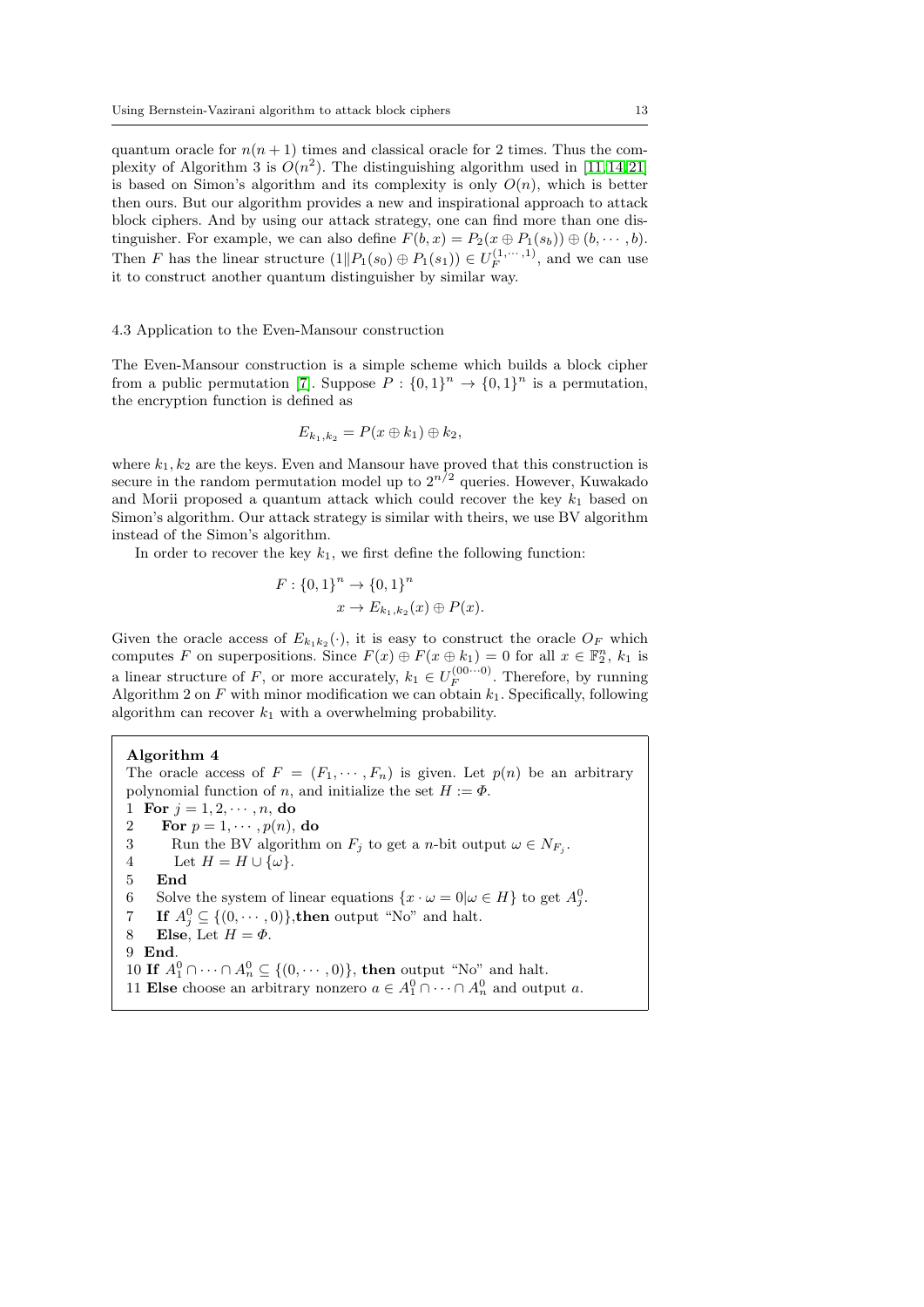quantum oracle for $n(n+1)$ times and classical oracle for 2 times. Thus the complexity of Algorithm 3 is $O(n^2)$. The distinguishing algorithm used in [11,14,21] is based on Simon's algorithm and its complexity is only $O(n)$, which is better then ours. But our algorithm provides a new and inspirational approach to attack block ciphers. And by using our attack strategy, one can find more than one distinguisher. For example, we can also define $F(b,x) = P_2(x \oplus P_1(s_b)) \oplus (b, \cdots, b)$. Then $F$ has the linear structure $(1 \| P_1(s_0) \oplus P_1(s_1)) \in U_F^{(1,\cdots,1)}$, and we can use it to construct another quantum distinguisher by similar way.

### 4.3 Application to the Even-Mansour construction

The Even-Mansour construction is a simple scheme which builds a block cipher from a public permutation [7]. Suppose $P : \{0,1\}^n \to \{0,1\}^n$ is a permutation, the encryption function is defined as

$$E_{k_1,k_2} = P(x \oplus k_1) \oplus k_2,$$

where $k_1, k_2$ are the keys. Even and Mansour have proved that this construction is secure in the random permutation model up to $2^{n/2}$ queries. However, Kuwakado and Morii proposed a quantum attack which could recover the key $k_1$ based on Simon's algorithm. Our attack strategy is similar with theirs, we use BV algorithm instead of the Simon's algorithm.

In order to recover the key $k_1$, we first define the following function:

$$F : \{0,1\}^n \to \{0,1\}^n$$
$$x \to E_{k_1,k_2}(x) \oplus P(x).$$

Given the oracle access of $E_{k_1k_2}(\cdot)$, it is easy to construct the oracle $O_F$ which computes $F$ on superpositions. Since $F(x) \oplus F(x \oplus k_1) = 0$ for all $x \in \mathbb{F}_2^n$, $k_1$ is a linear structure of $F$, or more accurately, $k_1 \in U_F^{(00\cdots0)}$. Therefore, by running Algorithm 2 on $F$ with minor modification we can obtain $k_1$. Specifically, following algorithm can recover $k_1$ with a overwhelming probability.

**Algorithm 4**

The oracle access of $F = (F_1, \cdots, F_n)$ is given. Let $p(n)$ be an arbitrary polynomial function of $n$, and initialize the set $H := \Phi$.

1 **For** $j = 1, 2, \cdots, n$, **do**  
2 &nbsp;&nbsp;&nbsp;**For** $p = 1, \cdots, p(n)$, **do**  
3 &nbsp;&nbsp;&nbsp;&nbsp;&nbsp;&nbsp;Run the BV algorithm on $F_j$ to get a $n$-bit output $\omega \in N_{F_j}$.  
4 &nbsp;&nbsp;&nbsp;&nbsp;&nbsp;&nbsp;Let $H = H \cup \{\omega\}$.  
5 &nbsp;&nbsp;&nbsp;**End**  
6 &nbsp;&nbsp;&nbsp;Solve the system of linear equations $\{x \cdot \omega = 0 | \omega \in H\}$ to get $A_j^0$.  
7 &nbsp;&nbsp;&nbsp;**If** $A_j^0 \subseteq \{(0, \cdots, 0)\}$,**then** output "No" and halt.  
8 &nbsp;&nbsp;&nbsp;**Else**, Let $H = \Phi$.  
9 **End**.  
10 **If** $A_1^0 \cap \cdots \cap A_n^0 \subseteq \{(0, \cdots, 0)\}$, **then** output "No" and halt.  
11 **Else** choose an arbitrary nonzero $a \in A_1^0 \cap \cdots \cap A_n^0$ and output $a$.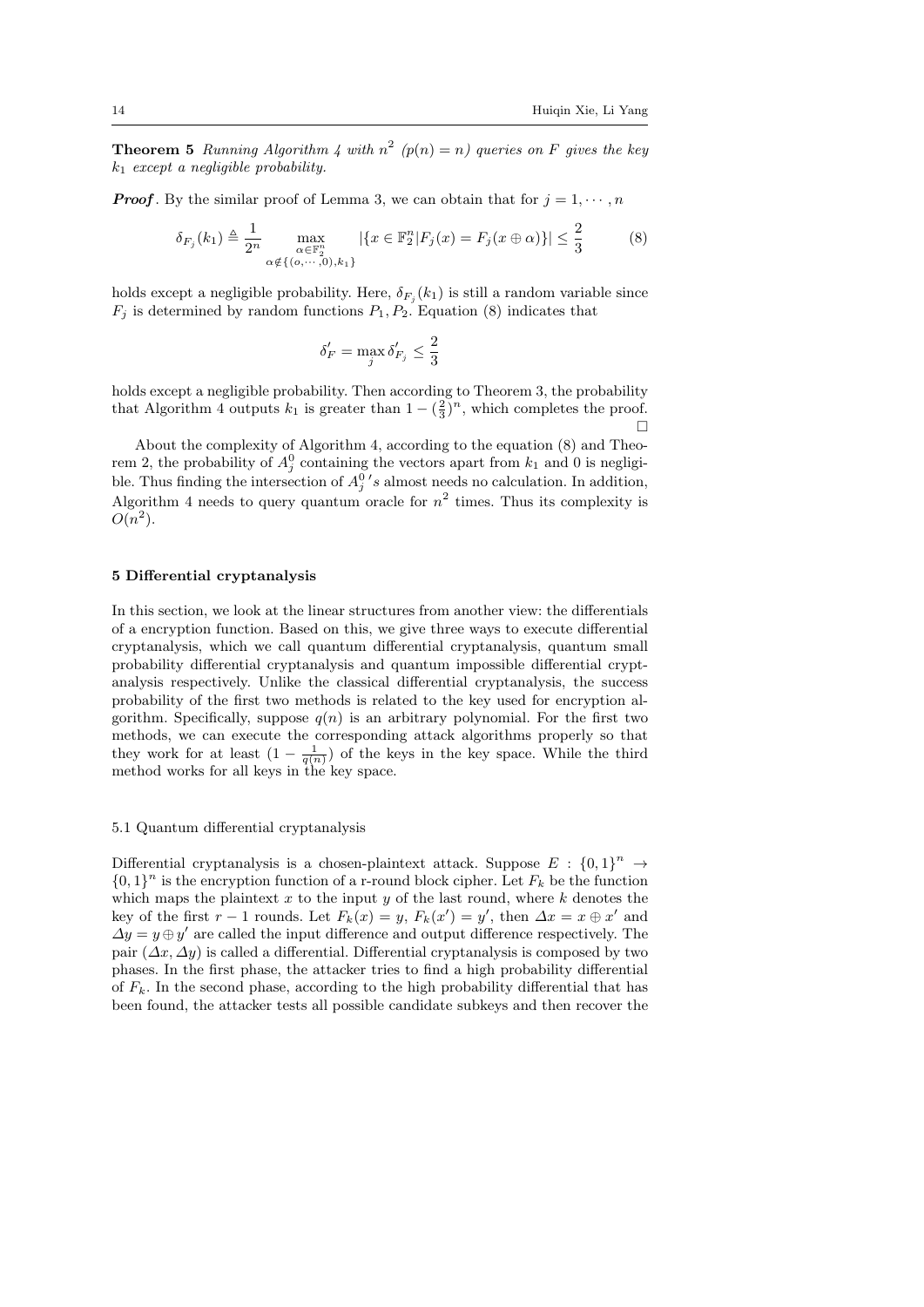**Theorem 5** *Running Algorithm 4 with $n^2$ ($p(n) = n$) queries on $F$ gives the key $k_1$ except a negligible probability.*

***Proof*.** By the similar proof of Lemma 3, we can obtain that for $j = 1, \cdots, n$

$$\delta_{F_j}(k_1) \triangleq \frac{1}{2^n} \max_{\substack{\alpha \in \mathbb{F}_2^n \\ \alpha \notin \{(o,\cdots,0), k_1\}}} |\{x \in \mathbb{F}_2^n | F_j(x) = F_j(x \oplus \alpha)\}| \leq \frac{2}{3} \tag{8}$$

holds except a negligible probability. Here, $\delta_{F_j}(k_1)$ is still a random variable since $F_j$ is determined by random functions $P_1, P_2$. Equation (8) indicates that

$$\delta'_F = \max_j \delta'_{F_j} \leq \frac{2}{3}$$

holds except a negligible probability. Then according to Theorem 3, the probability that Algorithm 4 outputs $k_1$ is greater than $1 - (\frac{2}{3})^n$, which completes the proof. □

About the complexity of Algorithm 4, according to the equation (8) and Theorem 2, the probability of $A_j^0$ containing the vectors apart from $k_1$ and 0 is negligible. Thus finding the intersection of $A_j^0{}'s$ almost needs no calculation. In addition, Algorithm 4 needs to query quantum oracle for $n^2$ times. Thus its complexity is $O(n^2)$.

## 5 Differential cryptanalysis

In this section, we look at the linear structures from another view: the differentials of a encryption function. Based on this, we give three ways to execute differential cryptanalysis, which we call quantum differential cryptanalysis, quantum small probability differential cryptanalysis and quantum impossible differential cryptanalysis respectively. Unlike the classical differential cryptanalysis, the success probability of the first two methods is related to the key used for encryption algorithm. Specifically, suppose $q(n)$ is an arbitrary polynomial. For the first two methods, we can execute the corresponding attack algorithms properly so that they work for at least $(1 - \frac{1}{q(n)})$ of the keys in the key space. While the third method works for all keys in the key space.

### 5.1 Quantum differential cryptanalysis

Differential cryptanalysis is a chosen-plaintext attack. Suppose $E : \{0,1\}^n \rightarrow \{0,1\}^n$ is the encryption function of a r-round block cipher. Let $F_k$ be the function which maps the plaintext $x$ to the input $y$ of the last round, where $k$ denotes the key of the first $r-1$ rounds. Let $F_k(x) = y$, $F_k(x') = y'$, then $\Delta x = x \oplus x'$ and $\Delta y = y \oplus y'$ are called the input difference and output difference respectively. The pair $(\Delta x, \Delta y)$ is called a differential. Differential cryptanalysis is composed by two phases. In the first phase, the attacker tries to find a high probability differential of $F_k$. In the second phase, according to the high probability differential that has been found, the attacker tests all possible candidate subkeys and then recover the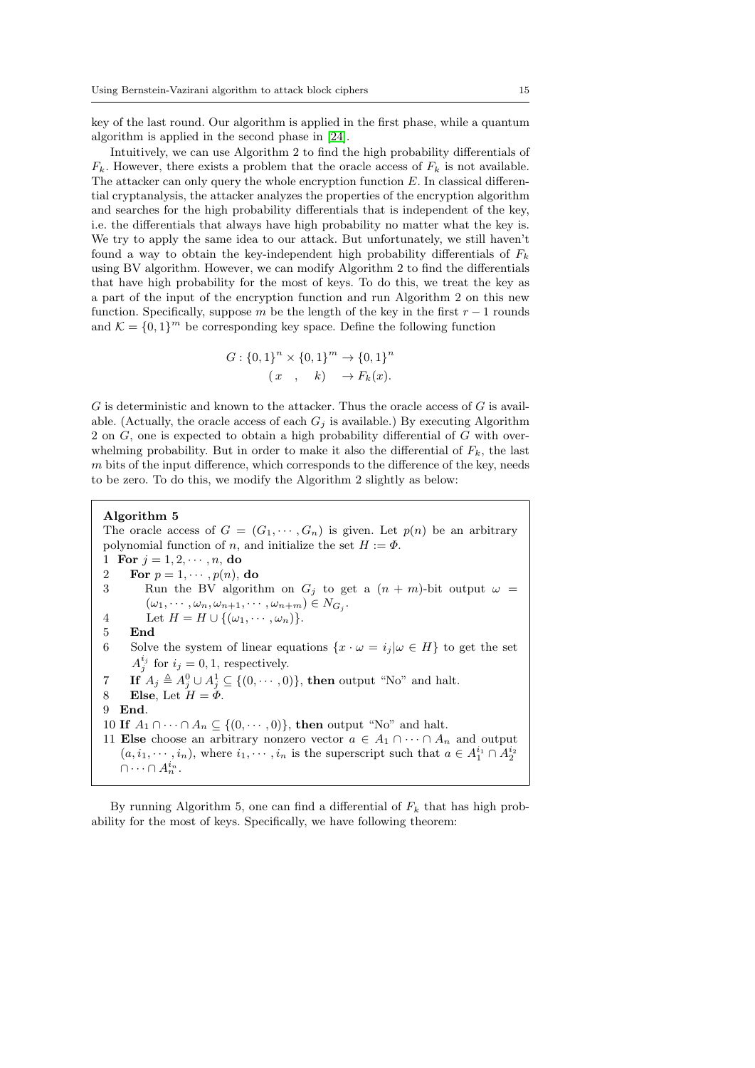key of the last round. Our algorithm is applied in the first phase, while a quantum algorithm is applied in the second phase in [24].

Intuitively, we can use Algorithm 2 to find the high probability differentials of $F_k$. However, there exists a problem that the oracle access of $F_k$ is not available. The attacker can only query the whole encryption function $E$. In classical differential cryptanalysis, the attacker analyzes the properties of the encryption algorithm and searches for the high probability differentials that is independent of the key, i.e. the differentials that always have high probability no matter what the key is. We try to apply the same idea to our attack. But unfortunately, we still haven't found a way to obtain the key-independent high probability differentials of $F_k$ using BV algorithm. However, we can modify Algorithm 2 to find the differentials that have high probability for the most of keys. To do this, we treat the key as a part of the input of the encryption function and run Algorithm 2 on this new function. Specifically, suppose $m$ be the length of the key in the first $r-1$ rounds and $\mathcal{K} = \{0,1\}^m$ be corresponding key space. Define the following function

$$G : \{0,1\}^n \times \{0,1\}^m \rightarrow \{0,1\}^n$$
$$(x \quad , \quad k) \quad \rightarrow F_k(x).$$

$G$ is deterministic and known to the attacker. Thus the oracle access of $G$ is available. (Actually, the oracle access of each $G_j$ is available.) By executing Algorithm 2 on $G$, one is expected to obtain a high probability differential of $G$ with overwhelming probability. But in order to make it also the differential of $F_k$, the last $m$ bits of the input difference, which corresponds to the difference of the key, needs to be zero. To do this, we modify the Algorithm 2 slightly as below:

**Algorithm 5**

The oracle access of $G = (G_1, \cdots, G_n)$ is given. Let $p(n)$ be an arbitrary polynomial function of $n$, and initialize the set $H := \Phi$.

1 **For** $j = 1, 2, \cdots, n$, **do**
2 &nbsp;&nbsp;&nbsp;&nbsp;**For** $p = 1, \cdots, p(n)$, **do**
3 &nbsp;&nbsp;&nbsp;&nbsp;&nbsp;&nbsp;&nbsp;&nbsp;Run the BV algorithm on $G_j$ to get a $(n+m)$-bit output $\omega = (\omega_1, \cdots, \omega_n, \omega_{n+1}, \cdots, \omega_{n+m}) \in N_{G_j}$.
4 &nbsp;&nbsp;&nbsp;&nbsp;&nbsp;&nbsp;&nbsp;&nbsp;Let $H = H \cup \{(\omega_1, \cdots, \omega_n)\}$.
5 &nbsp;&nbsp;&nbsp;&nbsp;**End**
6 &nbsp;&nbsp;&nbsp;&nbsp;Solve the system of linear equations $\{x \cdot \omega = i_j | \omega \in H\}$ to get the set $A_j^{i_j}$ for $i_j = 0, 1$, respectively.
7 &nbsp;&nbsp;&nbsp;&nbsp;**If** $A_j \triangleq A_j^0 \cup A_j^1 \subseteq \{(0, \cdots, 0)\}$, **then** output "No" and halt.
8 &nbsp;&nbsp;&nbsp;&nbsp;**Else**, Let $H = \Phi$.
9 **End**.
10 **If** $A_1 \cap \cdots \cap A_n \subseteq \{(0, \cdots, 0)\}$, **then** output "No" and halt.
11 **Else** choose an arbitrary nonzero vector $a \in A_1 \cap \cdots \cap A_n$ and output $(a, i_1, \cdots, i_n)$, where $i_1, \cdots, i_n$ is the superscript such that $a \in A_1^{i_1} \cap A_2^{i_2} \cap \cdots \cap A_n^{i_n}$.

By running Algorithm 5, one can find a differential of $F_k$ that has high probability for the most of keys. Specifically, we have following theorem: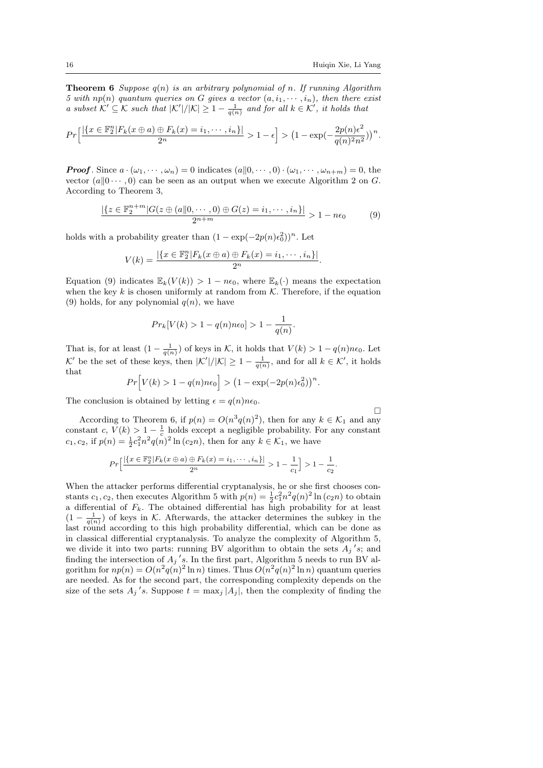**Theorem 6** *Suppose $q(n)$ is an arbitrary polynomial of $n$. If running Algorithm 5 with $np(n)$ quantum queries on $G$ gives a vector $(a, i_1, \cdots, i_n)$, then there exist a subset $\mathcal{K}' \subseteq \mathcal{K}$ such that $|\mathcal{K}'|/|\mathcal{K}| \geq 1 - \frac{1}{q(n)}$ and for all $k \in \mathcal{K}'$, it holds that*

$$Pr\Big[\frac{|\{x \in \mathbb{F}_2^n | F_k(x \oplus a) \oplus F_k(x) = i_1, \cdots, i_n\}|}{2^n} > 1 - \epsilon\Big] > \big(1 - \exp(-\frac{2p(n)\epsilon^2}{q(n)^2 n^2})\big)^n.$$

***Proof*.** Since $a \cdot (\omega_1, \cdots, \omega_n) = 0$ indicates $(a\|0, \cdots, 0) \cdot (\omega_1, \cdots, \omega_{n+m}) = 0$, the vector $(a\|0 \cdots, 0)$ can be seen as an output when we execute Algorithm 2 on $G$. According to Theorem 3,

$$\frac{|\{z \in \mathbb{F}_2^{n+m} | G(z \oplus (a\|0, \cdots, 0) \oplus G(z) = i_1, \cdots, i_n\}|}{2^{n+m}} > 1 - n\epsilon_0 \qquad (9)$$

holds with a probability greater than $(1 - \exp(-2p(n)\epsilon_0^2))^n$. Let

$$V(k) = \frac{|\{x \in \mathbb{F}_2^n | F_k(x \oplus a) \oplus F_k(x) = i_1, \cdots, i_n\}|}{2^n}.$$

Equation (9) indicates $\mathbb{E}_k(V(k)) > 1 - n\epsilon_0$, where $\mathbb{E}_k(\cdot)$ means the expectation when the key $k$ is chosen uniformly at random from $\mathcal{K}$. Therefore, if the equation (9) holds, for any polynomial $q(n)$, we have

$$Pr_k[V(k) > 1 - q(n)n\epsilon_0] > 1 - \frac{1}{q(n)}.$$

That is, for at least $(1 - \frac{1}{q(n)})$ of keys in $\mathcal{K}$, it holds that $V(k) > 1 - q(n)n\epsilon_0$. Let $\mathcal{K}'$ be the set of these keys, then $|\mathcal{K}'|/|\mathcal{K}| \geq 1 - \frac{1}{q(n)}$, and for all $k \in \mathcal{K}'$, it holds that

$$Pr\Big[V(k) > 1 - q(n)n\epsilon_0\Big] > \big(1 - \exp(-2p(n)\epsilon_0^2)\big)^n.$$

The conclusion is obtained by letting $\epsilon = q(n)n\epsilon_0$.

□

According to Theorem 6, if $p(n) = O(n^3 q(n)^2)$, then for any $k \in \mathcal{K}_1$ and any constant $c$, $V(k) > 1 - \frac{1}{c}$ holds except a negligible probability. For any constant $c_1, c_2$, if $p(n) = \frac{1}{2}c_1^2 n^2 q(n)^2 \ln(c_2 n)$, then for any $k \in \mathcal{K}_1$, we have

$$Pr\Big[\frac{|\{x \in \mathbb{F}_2^n | F_k(x \oplus a) \oplus F_k(x) = i_1, \cdots, i_n\}|}{2^n} > 1 - \frac{1}{c_1}\Big] > 1 - \frac{1}{c_2}.$$

When the attacker performs differential cryptanalysis, he or she first chooses constants $c_1, c_2$, then executes Algorithm 5 with $p(n) = \frac{1}{2}c_1^2 n^2 q(n)^2 \ln(c_2 n)$ to obtain a differential of $F_k$. The obtained differential has high probability for at least $(1 - \frac{1}{q(n)})$ of keys in $\mathcal{K}$. Afterwards, the attacker determines the subkey in the last round according to this high probability differential, which can be done as in classical differential cryptanalysis. To analyze the complexity of Algorithm 5, we divide it into two parts: running BV algorithm to obtain the sets $A_j{}'s$; and finding the intersection of $A_j{}'s$. In the first part, Algorithm 5 needs to run BV algorithm for $np(n) = O(n^2 q(n)^2 \ln n)$ times. Thus $O(n^2 q(n)^2 \ln n)$ quantum queries are needed. As for the second part, the corresponding complexity depends on the size of the sets $A_j{}'s$. Suppose $t = \max_j |A_j|$, then the complexity of finding the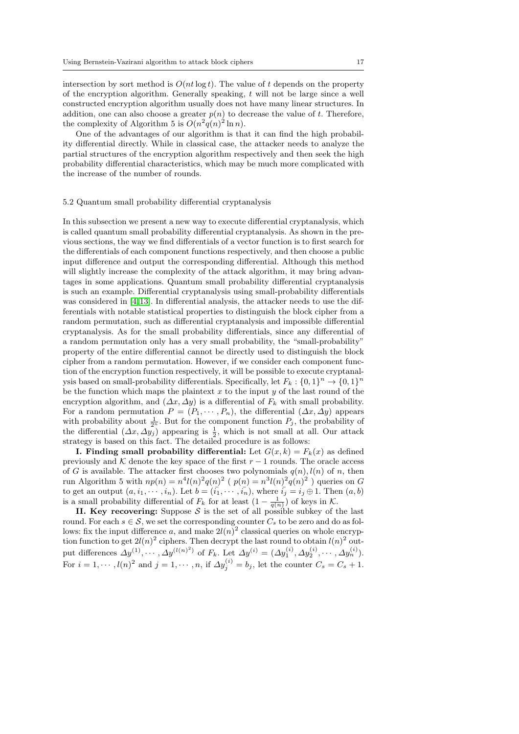intersection by sort method is $O(nt \log t)$. The value of $t$ depends on the property of the encryption algorithm. Generally speaking, $t$ will not be large since a well constructed encryption algorithm usually does not have many linear structures. In addition, one can also choose a greater $p(n)$ to decrease the value of $t$. Therefore, the complexity of Algorithm 5 is $O(n^2 q(n)^2 \ln n)$.

One of the advantages of our algorithm is that it can find the high probability differential directly. While in classical case, the attacker needs to analyze the partial structures of the encryption algorithm respectively and then seek the high probability differential characteristics, which may be much more complicated with the increase of the number of rounds.

### 5.2 Quantum small probability differential cryptanalysis

In this subsection we present a new way to execute differential cryptanalysis, which is called quantum small probability differential cryptanalysis. As shown in the previous sections, the way we find differentials of a vector function is to first search for the differentials of each component functions respectively, and then choose a public input difference and output the corresponding differential. Although this method will slightly increase the complexity of the attack algorithm, it may bring advantages in some applications. Quantum small probability differential cryptanalysis is such an example. Differential cryptanalysis using small-probability differentials was considered in [4,13]. In differential analysis, the attacker needs to use the differentials with notable statistical properties to distinguish the block cipher from a random permutation, such as differential cryptanalysis and impossible differential cryptanalysis. As for the small probability differentials, since any differential of a random permutation only has a very small probability, the "small-probability" property of the entire differential cannot be directly used to distinguish the block cipher from a random permutation. However, if we consider each component function of the encryption function respectively, it will be possible to execute cryptanalysis based on small-probability differentials. Specifically, let $F_k : \{0,1\}^n \rightarrow \{0,1\}^n$ be the function which maps the plaintext $x$ to the input $y$ of the last round of the encryption algorithm, and $(\Delta x, \Delta y)$ is a differential of $F_k$ with small probability. For a random permutation $P = (P_1, \cdots, P_n)$, the differential $(\Delta x, \Delta y)$ appears with probability about $\frac{1}{2^n}$. But for the component function $P_j$, the probability of the differential $(\Delta x, \Delta y_j)$ appearing is $\frac{1}{2}$, which is not small at all. Our attack strategy is based on this fact. The detailed procedure is as follows:

**I. Finding small probability differential:** Let $G(x,k) = F_k(x)$ as defined previously and $\mathcal{K}$ denote the key space of the first $r-1$ rounds. The oracle access of $G$ is available. The attacker first chooses two polynomials $q(n), l(n)$ of $n$, then run Algorithm 5 with $np(n) = n^4 l(n)^2 q(n)^2$ ( $p(n) = n^3 l(n)^2 q(n)^2$ ) queries on $G$ to get an output $(a, i_1, \cdots, i_n)$. Let $b = (\bar{i_1}, \cdots, \bar{i_n})$, where $\bar{i_j} = i_j \oplus 1$. Then $(a,b)$ is a small probability differential of $F_k$ for at least $(1 - \frac{1}{q(n)})$ of keys in $\mathcal{K}$.

**II. Key recovering:** Suppose $\mathcal{S}$ is the set of all possible subkey of the last round. For each $s \in \mathcal{S}$, we set the corresponding counter $C_s$ to be zero and do as follows: fix the input difference $a$, and make $2l(n)^2$ classical queries on whole encryption function to get $2l(n)^2$ ciphers. Then decrypt the last round to obtain $l(n)^2$ output differences $\Delta y^{(1)}, \cdots, \Delta y^{(l(n)^2)}$ of $F_k$. Let $\Delta y^{(i)} = (\Delta y_1^{(i)}, \Delta y_2^{(i)}, \cdots, \Delta y_n^{(i)})$. For $i = 1, \cdots, l(n)^2$ and $j = 1, \cdots, n$, if $\Delta y_j^{(i)} = b_j$, let the counter $C_s = C_s + 1$.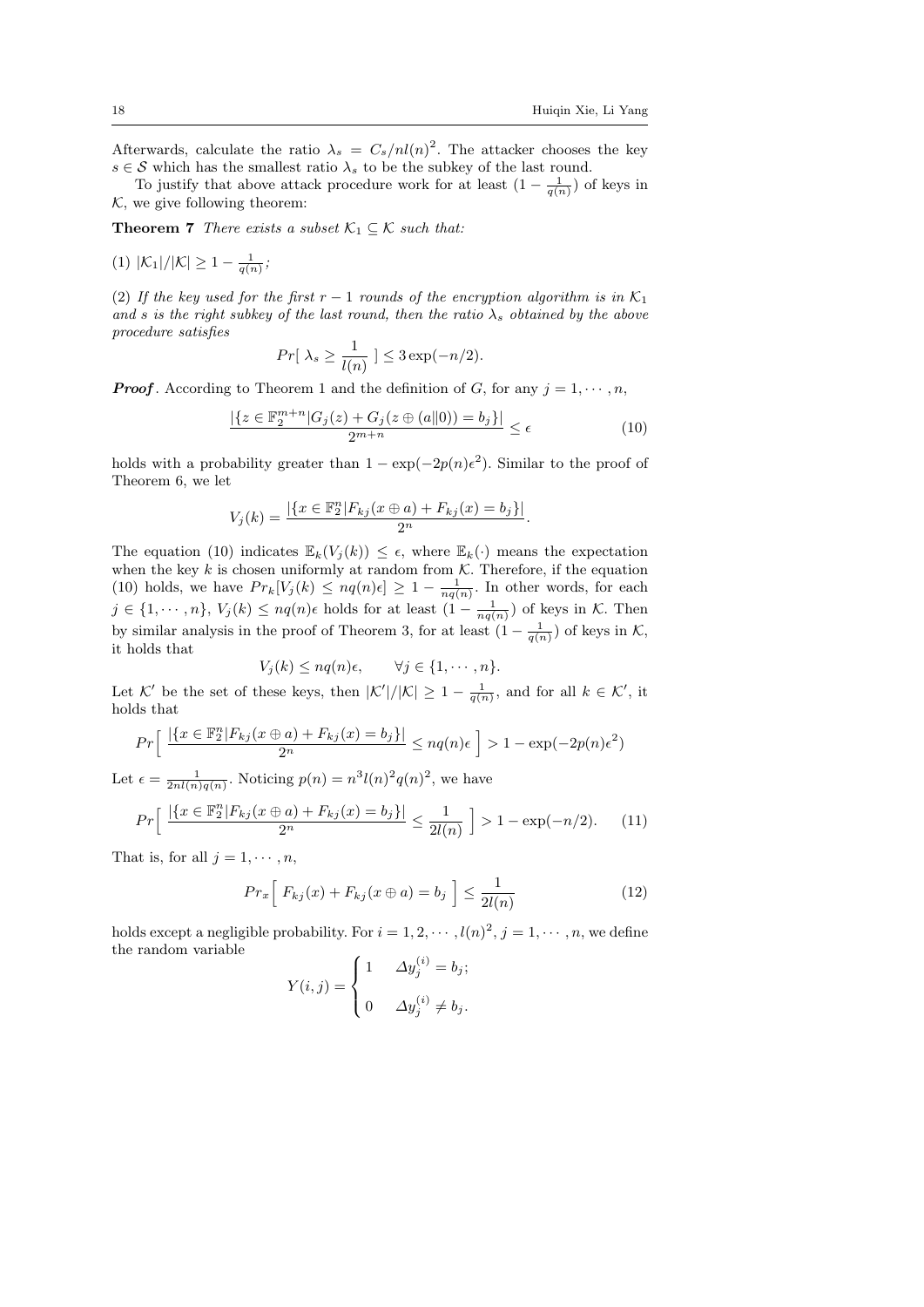Afterwards, calculate the ratio $\lambda_s = C_s/nl(n)^2$. The attacker chooses the key $s \in \mathcal{S}$ which has the smallest ratio $\lambda_s$ to be the subkey of the last round.

To justify that above attack procedure work for at least $(1 - \frac{1}{q(n)})$ of keys in $\mathcal{K}$, we give following theorem:

**Theorem 7** *There exists a subset $\mathcal{K}_1 \subseteq \mathcal{K}$ such that:*

(1) $|\mathcal{K}_1|/|\mathcal{K}| \geq 1 - \frac{1}{q(n)}$;

(2) *If the key used for the first $r-1$ rounds of the encryption algorithm is in $\mathcal{K}_1$ and $s$ is the right subkey of the last round, then the ratio $\lambda_s$ obtained by the above procedure satisfies*

$$Pr[\ \lambda_s \geq \frac{1}{l(n)}\ ] \leq 3\exp(-n/2).$$

***Proof***. According to Theorem 1 and the definition of $G$, for any $j = 1, \cdots, n$,

$$\frac{|\{z \in \mathbb{F}_2^{m+n} | G_j(z) + G_j(z \oplus (a\|0)) = b_j\}|}{2^{m+n}} \leq \epsilon \tag{10}$$

holds with a probability greater than $1 - \exp(-2p(n)\epsilon^2)$. Similar to the proof of Theorem 6, we let

$$V_j(k) = \frac{|\{x \in \mathbb{F}_2^n | F_{kj}(x \oplus a) + F_{kj}(x) = b_j\}|}{2^n}.$$

The equation (10) indicates $\mathbb{E}_k(V_j(k)) \leq \epsilon$, where $\mathbb{E}_k(\cdot)$ means the expectation when the key $k$ is chosen uniformly at random from $\mathcal{K}$. Therefore, if the equation (10) holds, we have $Pr_k[V_j(k) \leq nq(n)\epsilon] \geq 1 - \frac{1}{nq(n)}$. In other words, for each $j \in \{1, \cdots, n\}$, $V_j(k) \leq nq(n)\epsilon$ holds for at least $(1 - \frac{1}{nq(n)})$ of keys in $\mathcal{K}$. Then by similar analysis in the proof of Theorem 3, for at least $(1 - \frac{1}{q(n)})$ of keys in $\mathcal{K}$, it holds that

$$V_j(k) \leq nq(n)\epsilon, \qquad \forall j \in \{1, \cdots, n\}.$$

Let $\mathcal{K}'$ be the set of these keys, then $|\mathcal{K}'|/|\mathcal{K}| \geq 1 - \frac{1}{q(n)}$, and for all $k \in \mathcal{K}'$, it holds that

$$Pr\Big[\ \frac{|\{x \in \mathbb{F}_2^n | F_{kj}(x \oplus a) + F_{kj}(x) = b_j\}|}{2^n} \leq nq(n)\epsilon\ \Big] > 1 - \exp(-2p(n)\epsilon^2)$$

Let $\epsilon = \frac{1}{2nl(n)q(n)}$. Noticing $p(n) = n^3 l(n)^2 q(n)^2$, we have

$$Pr\Big[\ \frac{|\{x \in \mathbb{F}_2^n | F_{kj}(x \oplus a) + F_{kj}(x) = b_j\}|}{2^n} \leq \frac{1}{2l(n)}\ \Big] > 1 - \exp(-n/2). \tag{11}$$

That is, for all $j = 1, \cdots, n$,

$$Pr_x\Big[\ F_{kj}(x) + F_{kj}(x \oplus a) = b_j\ \Big] \leq \frac{1}{2l(n)} \tag{12}$$

holds except a negligible probability. For $i = 1, 2, \cdots, l(n)^2$, $j = 1, \cdots, n$, we define the random variable

$$Y(i,j) = \begin{cases} 1 & \Delta y_j^{(i)} = b_j; \\ 0 & \Delta y_j^{(i)} \neq b_j. \end{cases}$$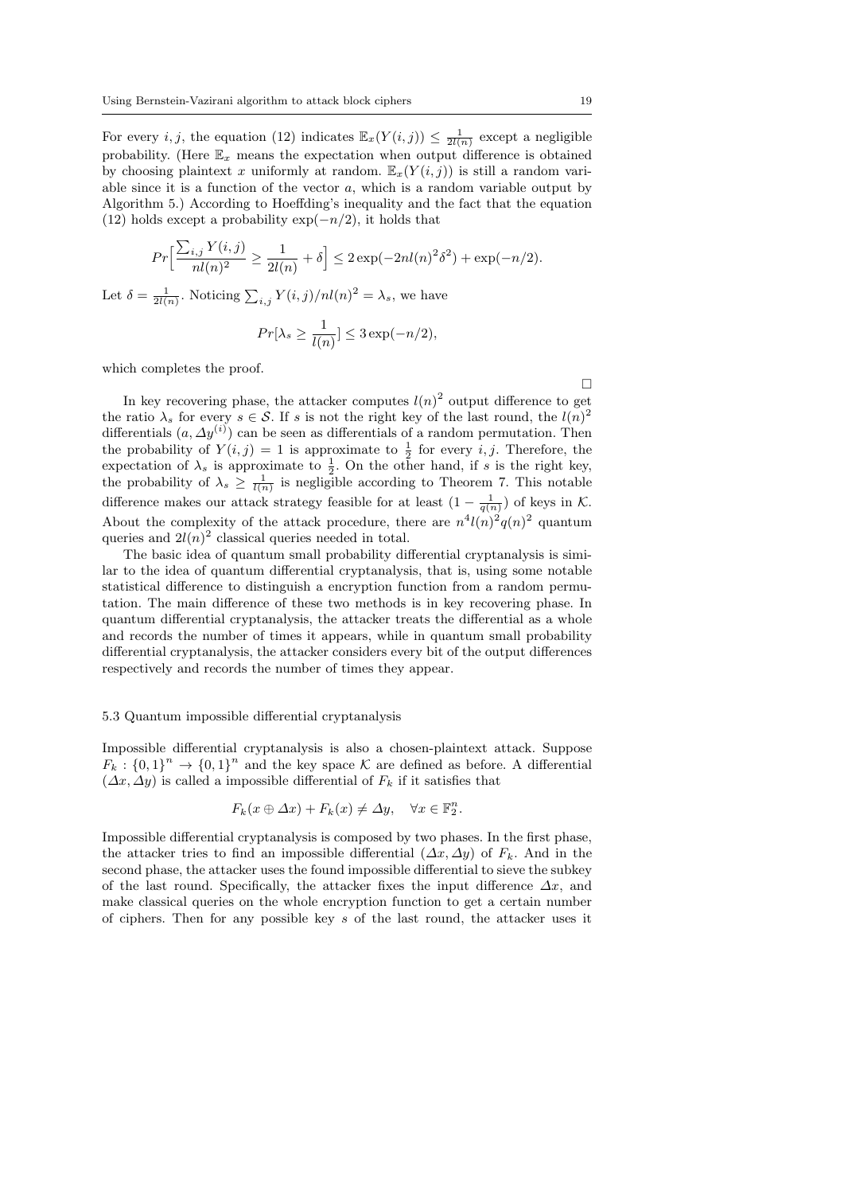For every $i, j$, the equation (12) indicates $\mathbb{E}_x(Y(i,j)) \leq \frac{1}{2l(n)}$ except a negligible probability. (Here $\mathbb{E}_x$ means the expectation when output difference is obtained by choosing plaintext $x$ uniformly at random. $\mathbb{E}_x(Y(i,j))$ is still a random variable since it is a function of the vector $a$, which is a random variable output by Algorithm 5.) According to Hoeffding's inequality and the fact that the equation (12) holds except a probability $\exp(-n/2)$, it holds that

$$Pr\Big[\frac{\sum_{i,j} Y(i,j)}{nl(n)^2} \geq \frac{1}{2l(n)} + \delta\Big] \leq 2\exp(-2nl(n)^2\delta^2) + \exp(-n/2).$$

Let $\delta = \frac{1}{2l(n)}$. Noticing $\sum_{i,j} Y(i,j)/nl(n)^2 = \lambda_s$, we have

$$Pr[\lambda_s \geq \frac{1}{l(n)}] \leq 3\exp(-n/2),$$

which completes the proof.

□

In key recovering phase, the attacker computes $l(n)^2$ output difference to get the ratio $\lambda_s$ for every $s \in \mathcal{S}$. If $s$ is not the right key of the last round, the $l(n)^2$ differentials $(a, \Delta y^{(i)})$ can be seen as differentials of a random permutation. Then the probability of $Y(i,j) = 1$ is approximate to $\frac{1}{2}$ for every $i, j$. Therefore, the expectation of $\lambda_s$ is approximate to $\frac{1}{2}$. On the other hand, if $s$ is the right key, the probability of $\lambda_s \geq \frac{1}{l(n)}$ is negligible according to Theorem 7. This notable difference makes our attack strategy feasible for at least $(1 - \frac{1}{q(n)})$ of keys in $\mathcal{K}$. About the complexity of the attack procedure, there are $n^4 l(n)^2 q(n)^2$ quantum queries and $2l(n)^2$ classical queries needed in total.

The basic idea of quantum small probability differential cryptanalysis is similar to the idea of quantum differential cryptanalysis, that is, using some notable statistical difference to distinguish a encryption function from a random permutation. The main difference of these two methods is in key recovering phase. In quantum differential cryptanalysis, the attacker treats the differential as a whole and records the number of times it appears, while in quantum small probability differential cryptanalysis, the attacker considers every bit of the output differences respectively and records the number of times they appear.

### 5.3 Quantum impossible differential cryptanalysis

Impossible differential cryptanalysis is also a chosen-plaintext attack. Suppose $F_k : \{0,1\}^n \to \{0,1\}^n$ and the key space $\mathcal{K}$ are defined as before. A differential $(\Delta x, \Delta y)$ is called a impossible differential of $F_k$ if it satisfies that

$$F_k(x \oplus \Delta x) + F_k(x) \neq \Delta y, \quad \forall x \in \mathbb{F}_2^n.$$

Impossible differential cryptanalysis is composed by two phases. In the first phase, the attacker tries to find an impossible differential $(\Delta x, \Delta y)$ of $F_k$. And in the second phase, the attacker uses the found impossible differential to sieve the subkey of the last round. Specifically, the attacker fixes the input difference $\Delta x$, and make classical queries on the whole encryption function to get a certain number of ciphers. Then for any possible key $s$ of the last round, the attacker uses it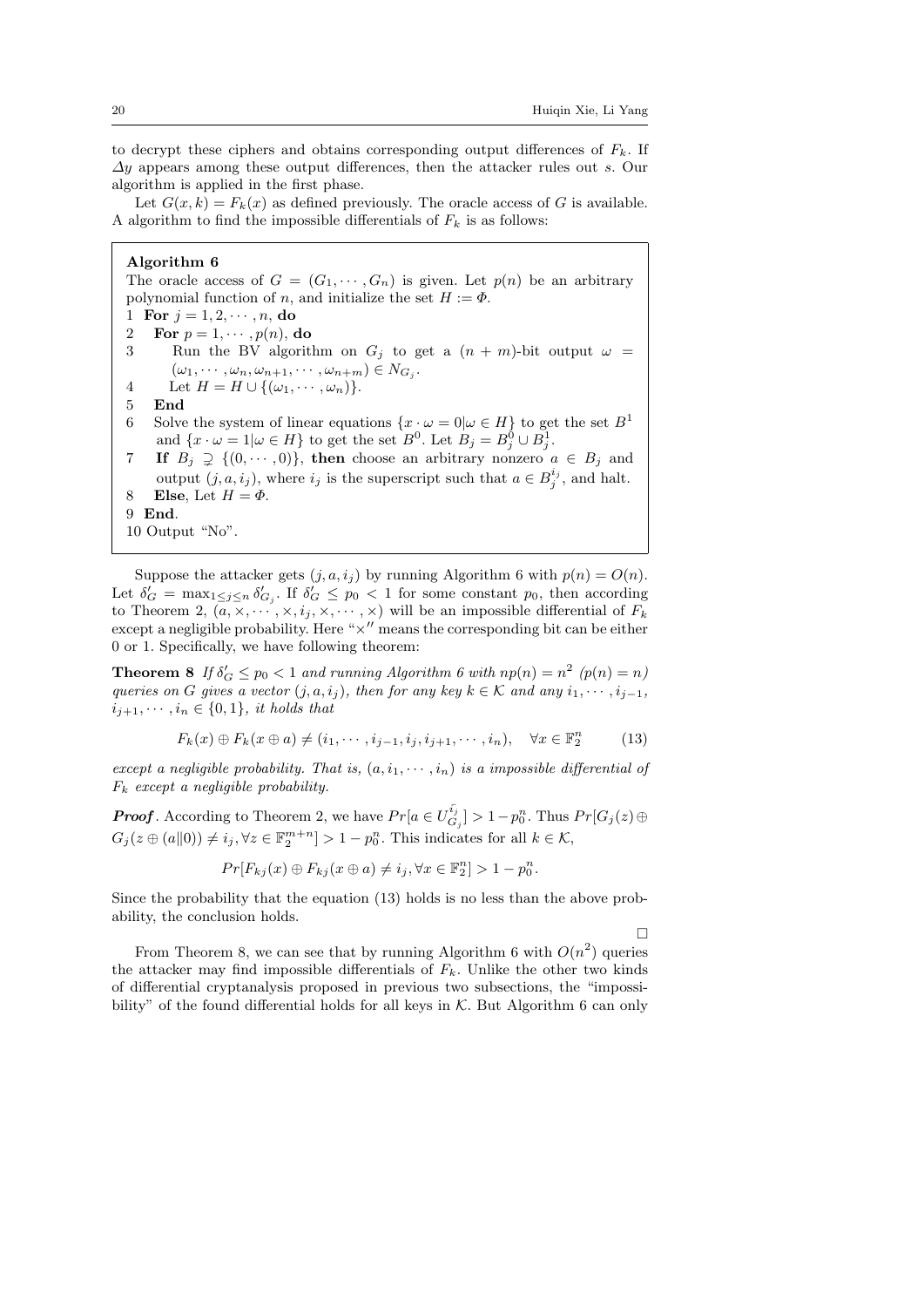to decrypt these ciphers and obtains corresponding output differences of $F_k$. If $\Delta y$ appears among these output differences, then the attacker rules out $s$. Our algorithm is applied in the first phase.

Let $G(x,k) = F_k(x)$ as defined previously. The oracle access of $G$ is available. A algorithm to find the impossible differentials of $F_k$ is as follows:

**Algorithm 6**

The oracle access of $G = (G_1, \cdots, G_n)$ is given. Let $p(n)$ be an arbitrary polynomial function of $n$, and initialize the set $H := \Phi$.

1 **For** $j = 1, 2, \cdots, n$, **do**
2 **For** $p = 1, \cdots, p(n)$, **do**
3 Run the BV algorithm on $G_j$ to get a $(n+m)$-bit output $\omega = (\omega_1, \cdots, \omega_n, \omega_{n+1}, \cdots, \omega_{n+m}) \in N_{G_j}$.
4 Let $H = H \cup \{(\omega_1, \cdots, \omega_n)\}$.
5 **End**
6 Solve the system of linear equations $\{x \cdot \omega = 0 | \omega \in H\}$ to get the set $B^1$ and $\{x \cdot \omega = 1 | \omega \in H\}$ to get the set $B^0$. Let $B_j = B_j^0 \cup B_j^1$.
7 **If** $B_j \supsetneq \{(0, \cdots, 0)\}$, **then** choose an arbitrary nonzero $a \in B_j$ and output $(j, a, i_j)$, where $i_j$ is the superscript such that $a \in B_j^{i_j}$, and halt.
8 **Else**, Let $H = \Phi$.
9 **End**.
10 Output "No".

Suppose the attacker gets $(j, a, i_j)$ by running Algorithm 6 with $p(n) = O(n)$. Let $\delta'_G = \max_{1 \le j \le n} \delta'_{G_j}$. If $\delta'_G \le p_0 < 1$ for some constant $p_0$, then according to Theorem 2, $(a, \times, \cdots, \times, i_j, \times, \cdots, \times)$ will be an impossible differential of $F_k$ except a negligible probability. Here "$\times$" means the corresponding bit can be either 0 or 1. Specifically, we have following theorem:

**Theorem 8** *If $\delta'_G \le p_0 < 1$ and running Algorithm 6 with $np(n) = n^2$ ($p(n) = n$) queries on $G$ gives a vector $(j, a, i_j)$, then for any key $k \in \mathcal{K}$ and any $i_1, \cdots, i_{j-1}$, $i_{j+1}, \cdots, i_n \in \{0, 1\}$, it holds that*

$$F_k(x) \oplus F_k(x \oplus a) \ne (i_1, \cdots, i_{j-1}, i_j, i_{j+1}, \cdots, i_n), \quad \forall x \in \mathbb{F}_2^n \tag{13}$$

*except a negligible probability. That is, $(a, i_1, \cdots, i_n)$ is a impossible differential of $F_k$ except a negligible probability.*

***Proof***. According to Theorem 2, we have $Pr[a \in U_{G_j}^{\bar{i_j}}] > 1 - p_0^n$. Thus $Pr[G_j(z) \oplus G_j(z \oplus (a \| 0)) \ne i_j, \forall z \in \mathbb{F}_2^{m+n}] > 1 - p_0^n$. This indicates for all $k \in \mathcal{K}$,

$$Pr[F_{kj}(x) \oplus F_{kj}(x \oplus a) \ne i_j, \forall x \in \mathbb{F}_2^n] > 1 - p_0^n.$$

Since the probability that the equation (13) holds is no less than the above probability, the conclusion holds.

□

From Theorem 8, we can see that by running Algorithm 6 with $O(n^2)$ queries the attacker may find impossible differentials of $F_k$. Unlike the other two kinds of differential cryptanalysis proposed in previous two subsections, the "impossibility" of the found differential holds for all keys in $\mathcal{K}$. But Algorithm 6 can only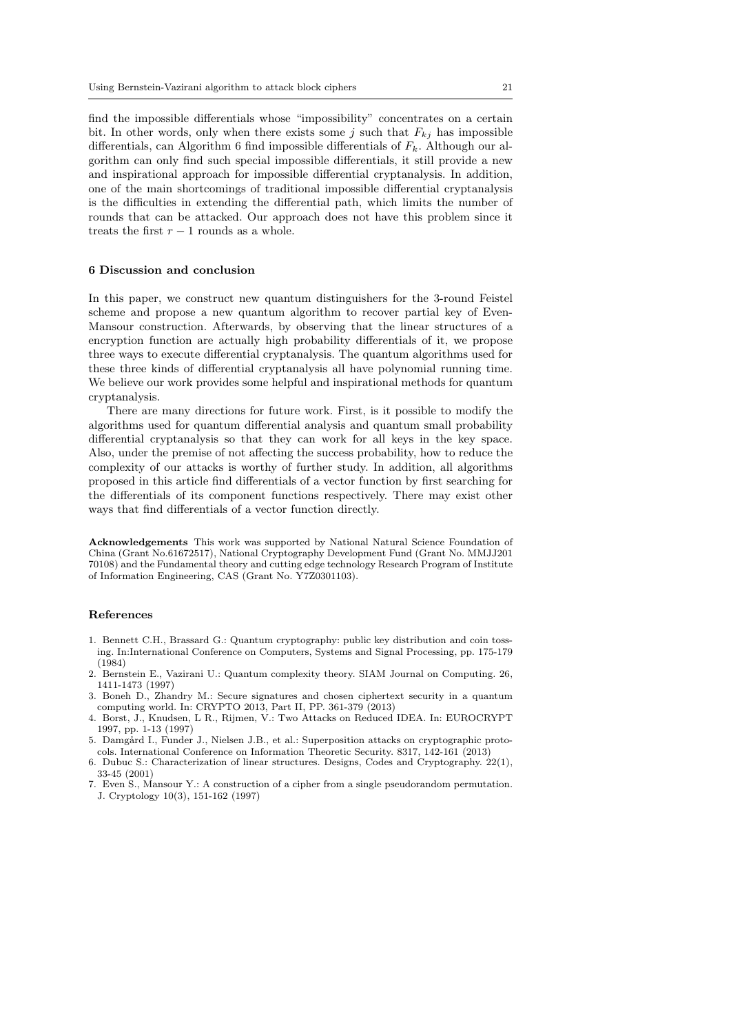find the impossible differentials whose "impossibility" concentrates on a certain bit. In other words, only when there exists some $j$ such that $F_{kj}$ has impossible differentials, can Algorithm 6 find impossible differentials of $F_k$. Although our algorithm can only find such special impossible differentials, it still provide a new and inspirational approach for impossible differential cryptanalysis. In addition, one of the main shortcomings of traditional impossible differential cryptanalysis is the difficulties in extending the differential path, which limits the number of rounds that can be attacked. Our approach does not have this problem since it treats the first $r-1$ rounds as a whole.

## 6 Discussion and conclusion

In this paper, we construct new quantum distinguishers for the 3-round Feistel scheme and propose a new quantum algorithm to recover partial key of Even-Mansour construction. Afterwards, by observing that the linear structures of a encryption function are actually high probability differentials of it, we propose three ways to execute differential cryptanalysis. The quantum algorithms used for these three kinds of differential cryptanalysis all have polynomial running time. We believe our work provides some helpful and inspirational methods for quantum cryptanalysis.

There are many directions for future work. First, is it possible to modify the algorithms used for quantum differential analysis and quantum small probability differential cryptanalysis so that they can work for all keys in the key space. Also, under the premise of not affecting the success probability, how to reduce the complexity of our attacks is worthy of further study. In addition, all algorithms proposed in this article find differentials of a vector function by first searching for the differentials of its component functions respectively. There may exist other ways that find differentials of a vector function directly.

**Acknowledgements** This work was supported by National Natural Science Foundation of China (Grant No.61672517), National Cryptography Development Fund (Grant No. MMJJ201 70108) and the Fundamental theory and cutting edge technology Research Program of Institute of Information Engineering, CAS (Grant No. Y7Z0301103).

## References

1. Bennett C.H., Brassard G.: Quantum cryptography: public key distribution and coin tossing. In:International Conference on Computers, Systems and Signal Processing, pp. 175-179 (1984)
2. Bernstein E., Vazirani U.: Quantum complexity theory. SIAM Journal on Computing. 26, 1411-1473 (1997)
3. Boneh D., Zhandry M.: Secure signatures and chosen ciphertext security in a quantum computing world. In: CRYPTO 2013, Part II, PP. 361-379 (2013)
4. Borst, J., Knudsen, L R., Rijmen, V.: Two Attacks on Reduced IDEA. In: EUROCRYPT 1997, pp. 1-13 (1997)
5. Damgård I., Funder J., Nielsen J.B., et al.: Superposition attacks on cryptographic protocols. International Conference on Information Theoretic Security. 8317, 142-161 (2013)
6. Dubuc S.: Characterization of linear structures. Designs, Codes and Cryptography. 22(1), 33-45 (2001)
7. Even S., Mansour Y.: A construction of a cipher from a single pseudorandom permutation. J. Cryptology 10(3), 151-162 (1997)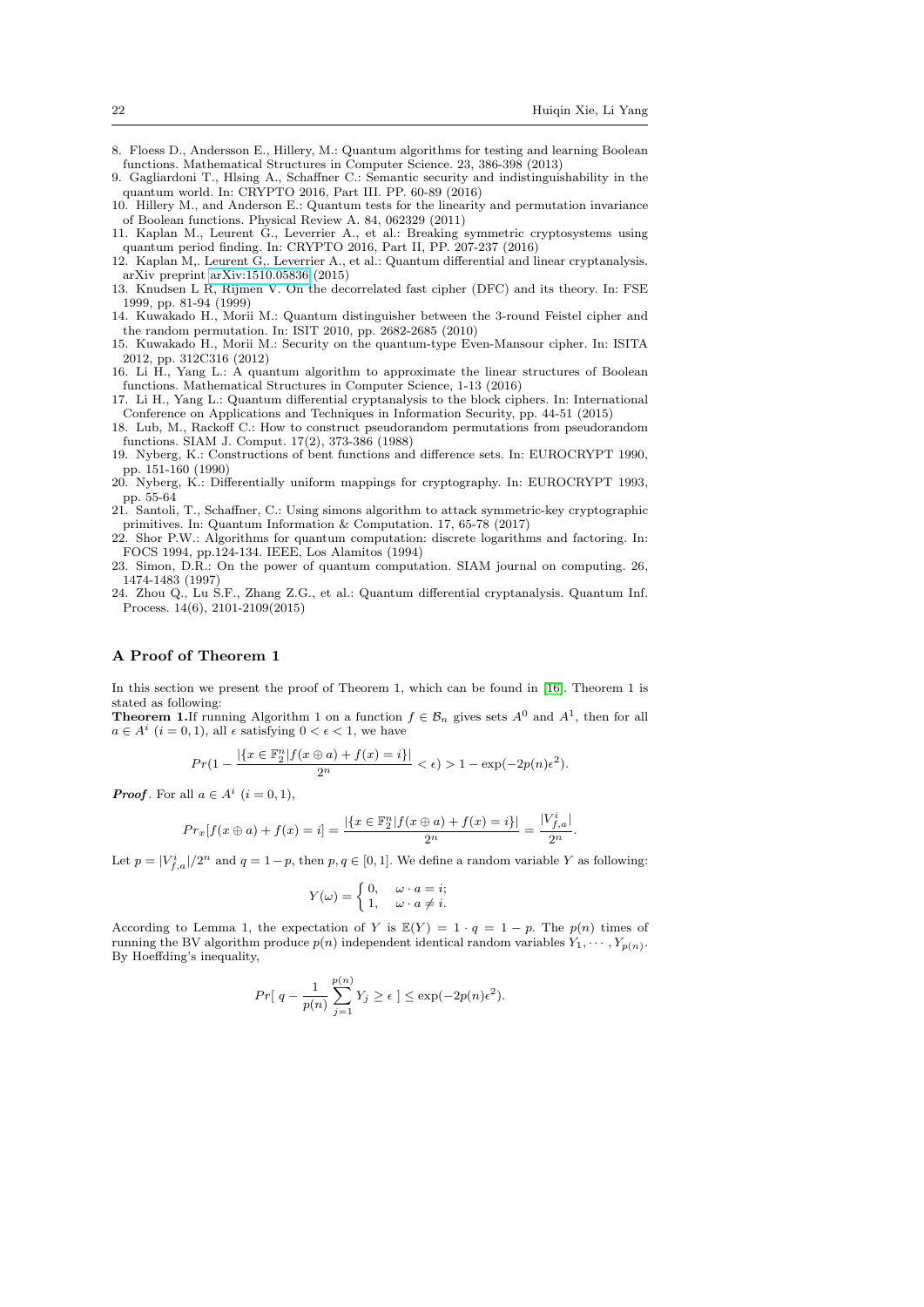8. Floess D., Andersson E., Hillery, M.: Quantum algorithms for testing and learning Boolean functions. Mathematical Structures in Computer Science. 23, 386-398 (2013)
9. Gagliardoni T., Hlsing A., Schaffner C.: Semantic security and indistinguishability in the quantum world. In: CRYPTO 2016, Part III. PP. 60-89 (2016)
10. Hillery M., and Anderson E.: Quantum tests for the linearity and permutation invariance of Boolean functions. Physical Review A. 84, 062329 (2011)
11. Kaplan M., Leurent G., Leverrier A., et al.: Breaking symmetric cryptosystems using quantum period finding. In: CRYPTO 2016, Part II, PP. 207-237 (2016)
12. Kaplan M,. Leurent G,. Leverrier A., et al.: Quantum differential and linear cryptanalysis. arXiv preprint arXiv:1510.05836 (2015)
13. Knudsen L R, Rijmen V. On the decorrelated fast cipher (DFC) and its theory. In: FSE 1999, pp. 81-94 (1999)
14. Kuwakado H., Morii M.: Quantum distinguisher between the 3-round Feistel cipher and the random permutation. In: ISIT 2010, pp. 2682-2685 (2010)
15. Kuwakado H., Morii M.: Security on the quantum-type Even-Mansour cipher. In: ISITA 2012, pp. 312C316 (2012)
16. Li H., Yang L.: A quantum algorithm to approximate the linear structures of Boolean functions. Mathematical Structures in Computer Science, 1-13 (2016)
17. Li H., Yang L.: Quantum differential cryptanalysis to the block ciphers. In: International Conference on Applications and Techniques in Information Security, pp. 44-51 (2015)
18. Lub, M., Rackoff C.: How to construct pseudorandom permutations from pseudorandom functions. SIAM J. Comput. 17(2), 373-386 (1988)
19. Nyberg, K.: Constructions of bent functions and difference sets. In: EUROCRYPT 1990, pp. 151-160 (1990)
20. Nyberg, K.: Differentially uniform mappings for cryptography. In: EUROCRYPT 1993, pp. 55-64
21. Santoli, T., Schaffner, C.: Using simons algorithm to attack symmetric-key cryptographic primitives. In: Quantum Information & Computation. 17, 65-78 (2017)
22. Shor P.W.: Algorithms for quantum computation: discrete logarithms and factoring. In: FOCS 1994, pp.124-134. IEEE, Los Alamitos (1994)
23. Simon, D.R.: On the power of quantum computation. SIAM journal on computing. 26, 1474-1483 (1997)
24. Zhou Q., Lu S.F., Zhang Z.G., et al.: Quantum differential cryptanalysis. Quantum Inf. Process. 14(6), 2101-2109(2015)

## A Proof of Theorem 1

In this section we present the proof of Theorem 1, which can be found in [16]. Theorem 1 is stated as following:

**Theorem 1.**If running Algorithm 1 on a function $f \in \mathcal{B}_n$ gives sets $A^0$ and $A^1$, then for all $a \in A^i$ $(i = 0, 1)$, all $\epsilon$ satisfying $0 < \epsilon < 1$, we have

$$Pr(1 - \frac{|\{x \in \mathbb{F}_2^n | f(x \oplus a) + f(x) = i\}|}{2^n} < \epsilon) > 1 - \exp(-2p(n)\epsilon^2).$$

***Proof***. For all $a \in A^i$ $(i = 0, 1)$,

$$Pr_x[f(x \oplus a) + f(x) = i] = \frac{|\{x \in \mathbb{F}_2^n | f(x \oplus a) + f(x) = i\}|}{2^n} = \frac{|V_{f,a}^i|}{2^n}.$$

Let $p = |V_{f,a}^i|/2^n$ and $q = 1 - p$, then $p, q \in [0, 1]$. We define a random variable $Y$ as following:

$$Y(\omega) = \begin{cases} 0, & \omega \cdot a = i; \\ 1, & \omega \cdot a \neq i. \end{cases}$$

According to Lemma 1, the expectation of $Y$ is $\mathbb{E}(Y) = 1 \cdot q = 1 - p$. The $p(n)$ times of running the BV algorithm produce $p(n)$ independent identical random variables $Y_1, \cdots, Y_{p(n)}$. By Hoeffding's inequality,

$$Pr[\ q - \frac{1}{p(n)} \sum_{j=1}^{p(n)} Y_j \geq \epsilon\ ] \leq \exp(-2p(n)\epsilon^2).$$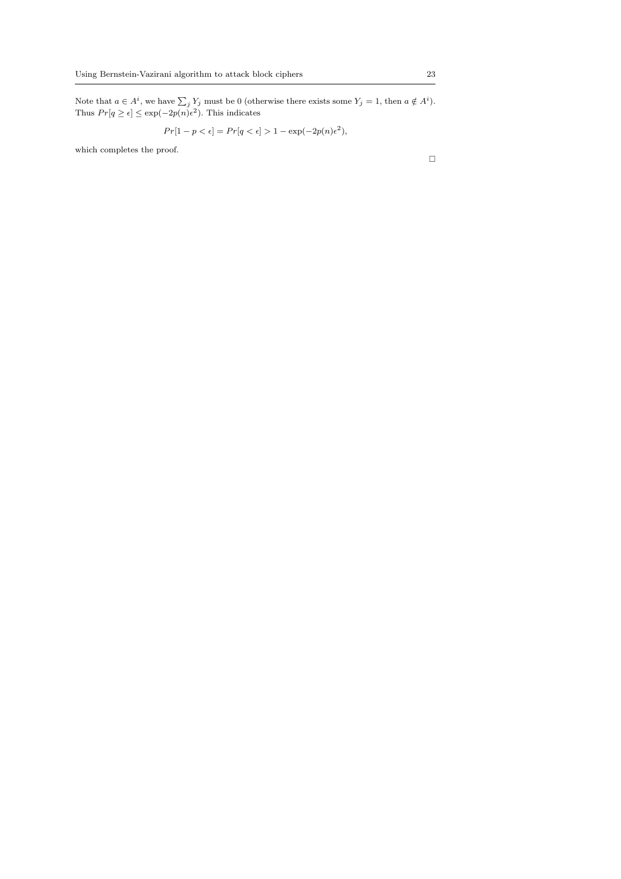Note that $a \in A^i$, we have $\sum_j Y_j$ must be 0 (otherwise there exists some $Y_j = 1$, then $a \notin A^i$). Thus $Pr[q \geq \epsilon] \leq \exp(-2p(n)\epsilon^2)$. This indicates

$$Pr[1 - p < \epsilon] = Pr[q < \epsilon] > 1 - \exp(-2p(n)\epsilon^2),$$

which completes the proof.

□